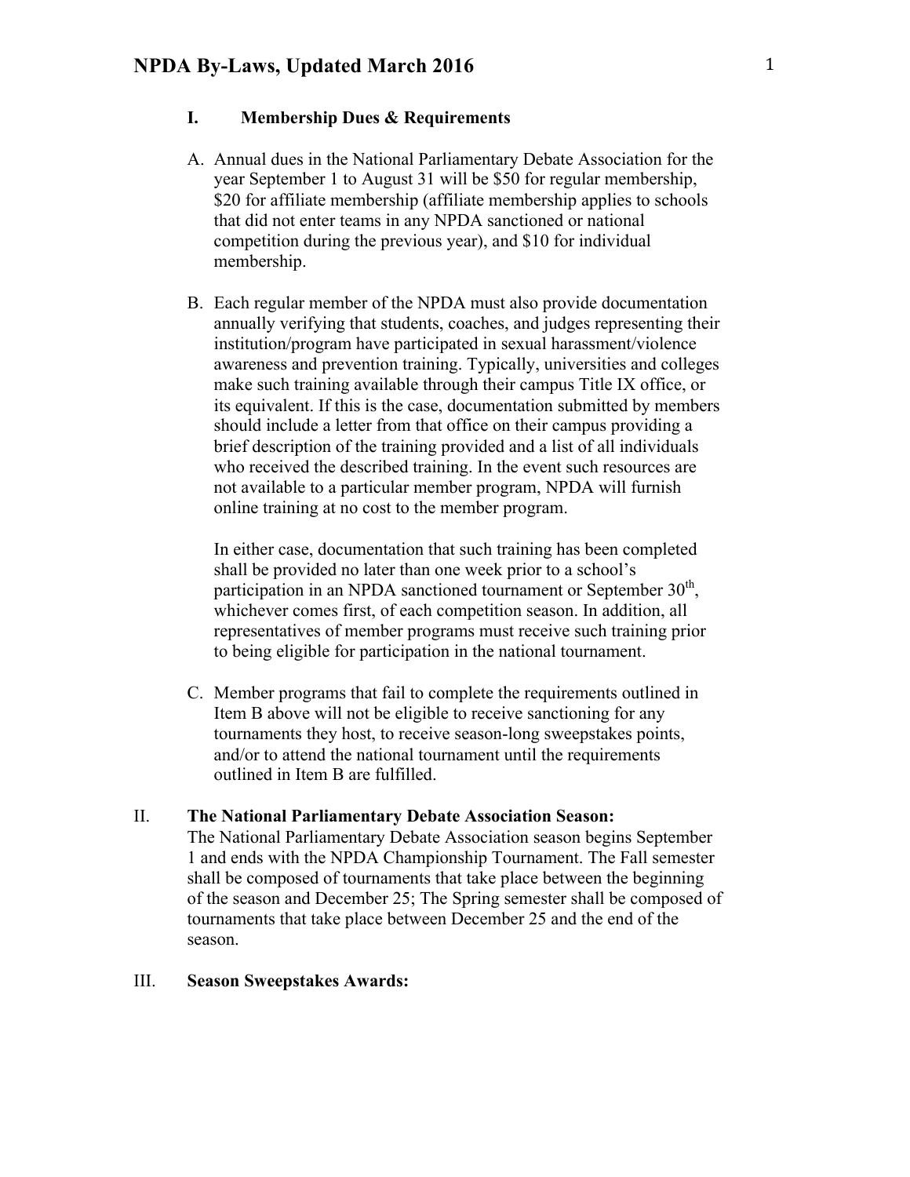# NPDA By-Laws, Updated March 2016

## I. Membership Dues & Requirements

A. Annual dues in the National Parliamentary Debate Association for the year September 1 to August 31 will be $50 for regular membership, $20 for affiliate membership (affiliate membership applies to schools that did not enter teams in any NPDA sanctioned or national competition during the previous year), and $10 for individual membership.

B. Each regular member of the NPDA must also provide documentation annually verifying that students, coaches, and judges representing their institution/program have participated in sexual harassment/violence awareness and prevention training. Typically, universities and colleges make such training available through their campus Title IX office, or its equivalent. If this is the case, documentation submitted by members should include a letter from that office on their campus providing a brief description of the training provided and a list of all individuals who received the described training. In the event such resources are not available to a particular member program, NPDA will furnish online training at no cost to the member program.

   In either case, documentation that such training has been completed shall be provided no later than one week prior to a school's participation in an NPDA sanctioned tournament or September 30th, whichever comes first, of each competition season. In addition, all representatives of member programs must receive such training prior to being eligible for participation in the national tournament.

C. Member programs that fail to complete the requirements outlined in Item B above will not be eligible to receive sanctioning for any tournaments they host, to receive season-long sweepstakes points, and/or to attend the national tournament until the requirements outlined in Item B are fulfilled.

## II. The National Parliamentary Debate Association Season:

The National Parliamentary Debate Association season begins September 1 and ends with the NPDA Championship Tournament. The Fall semester shall be composed of tournaments that take place between the beginning of the season and December 25; The Spring semester shall be composed of tournaments that take place between December 25 and the end of the season.

## III. Season Sweepstakes Awards: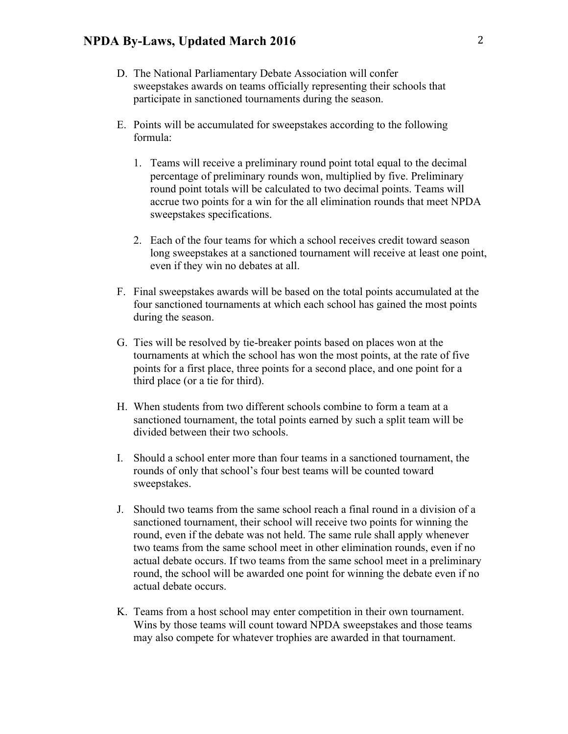D. The National Parliamentary Debate Association will confer sweepstakes awards on teams officially representing their schools that participate in sanctioned tournaments during the season.

E. Points will be accumulated for sweepstakes according to the following formula:

   1. Teams will receive a preliminary round point total equal to the decimal percentage of preliminary rounds won, multiplied by five. Preliminary round point totals will be calculated to two decimal points. Teams will accrue two points for a win for the all elimination rounds that meet NPDA sweepstakes specifications.

   2. Each of the four teams for which a school receives credit toward season long sweepstakes at a sanctioned tournament will receive at least one point, even if they win no debates at all.

F. Final sweepstakes awards will be based on the total points accumulated at the four sanctioned tournaments at which each school has gained the most points during the season.

G. Ties will be resolved by tie-breaker points based on places won at the tournaments at which the school has won the most points, at the rate of five points for a first place, three points for a second place, and one point for a third place (or a tie for third).

H. When students from two different schools combine to form a team at a sanctioned tournament, the total points earned by such a split team will be divided between their two schools.

I. Should a school enter more than four teams in a sanctioned tournament, the rounds of only that school's four best teams will be counted toward sweepstakes.

J. Should two teams from the same school reach a final round in a division of a sanctioned tournament, their school will receive two points for winning the round, even if the debate was not held. The same rule shall apply whenever two teams from the same school meet in other elimination rounds, even if no actual debate occurs. If two teams from the same school meet in a preliminary round, the school will be awarded one point for winning the debate even if no actual debate occurs.

K. Teams from a host school may enter competition in their own tournament. Wins by those teams will count toward NPDA sweepstakes and those teams may also compete for whatever trophies are awarded in that tournament.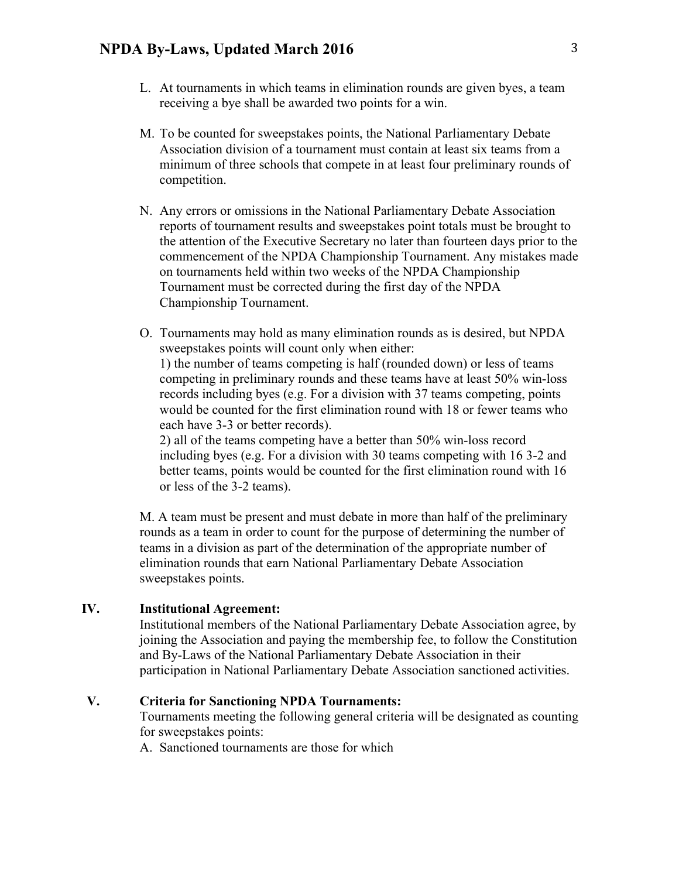L. At tournaments in which teams in elimination rounds are given byes, a team receiving a bye shall be awarded two points for a win.

M. To be counted for sweepstakes points, the National Parliamentary Debate Association division of a tournament must contain at least six teams from a minimum of three schools that compete in at least four preliminary rounds of competition.

N. Any errors or omissions in the National Parliamentary Debate Association reports of tournament results and sweepstakes point totals must be brought to the attention of the Executive Secretary no later than fourteen days prior to the commencement of the NPDA Championship Tournament. Any mistakes made on tournaments held within two weeks of the NPDA Championship Tournament must be corrected during the first day of the NPDA Championship Tournament.

O. Tournaments may hold as many elimination rounds as is desired, but NPDA sweepstakes points will count only when either:
1) the number of teams competing is half (rounded down) or less of teams competing in preliminary rounds and these teams have at least 50% win-loss records including byes (e.g. For a division with 37 teams competing, points would be counted for the first elimination round with 18 or fewer teams who each have 3-3 or better records).
2) all of the teams competing have a better than 50% win-loss record including byes (e.g. For a division with 30 teams competing with 16 3-2 and better teams, points would be counted for the first elimination round with 16 or less of the 3-2 teams).

M. A team must be present and must debate in more than half of the preliminary rounds as a team in order to count for the purpose of determining the number of teams in a division as part of the determination of the appropriate number of elimination rounds that earn National Parliamentary Debate Association sweepstakes points.

## IV. Institutional Agreement:

Institutional members of the National Parliamentary Debate Association agree, by joining the Association and paying the membership fee, to follow the Constitution and By-Laws of the National Parliamentary Debate Association in their participation in National Parliamentary Debate Association sanctioned activities.

## V. Criteria for Sanctioning NPDA Tournaments:

Tournaments meeting the following general criteria will be designated as counting for sweepstakes points:

A. Sanctioned tournaments are those for which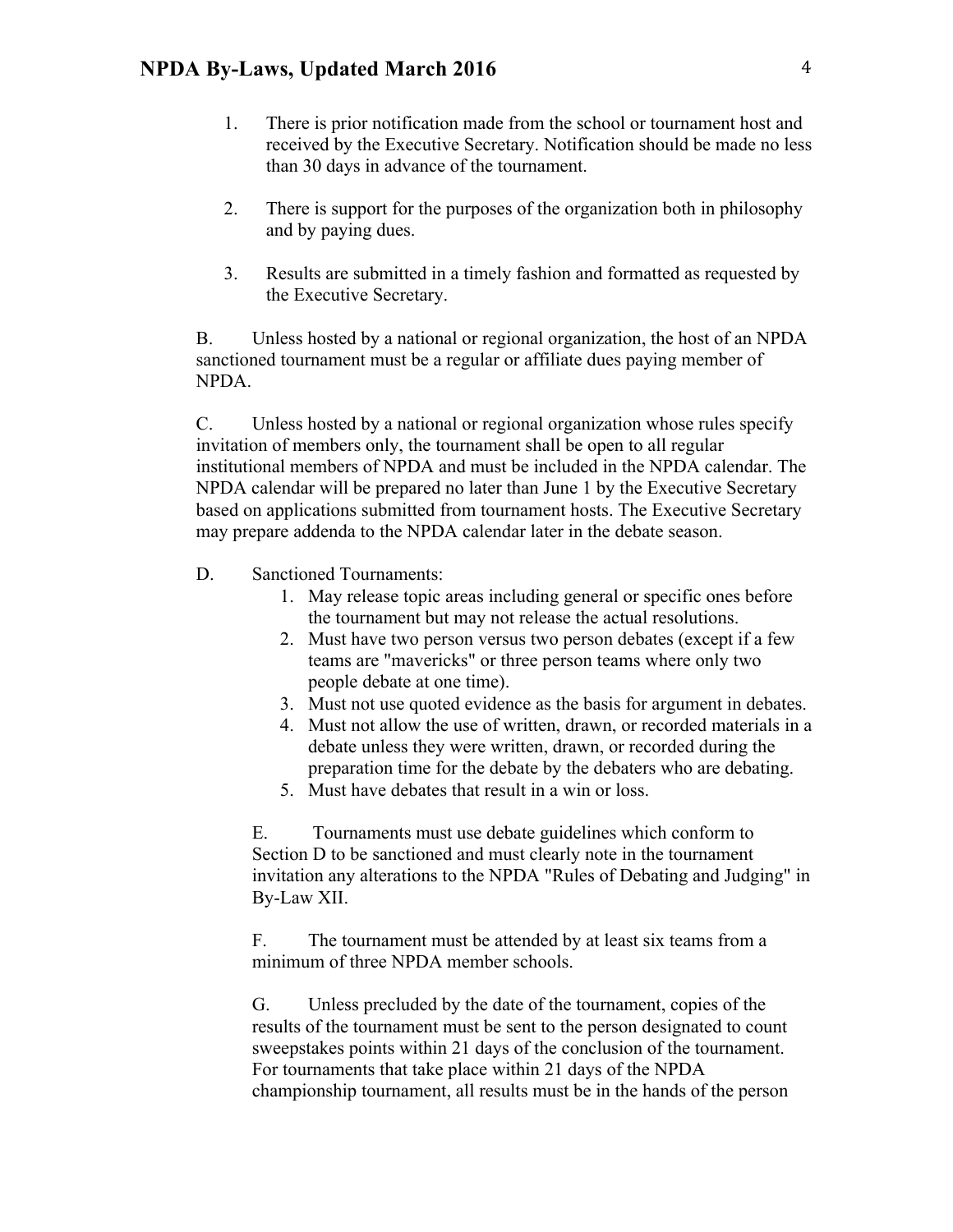1. There is prior notification made from the school or tournament host and received by the Executive Secretary. Notification should be made no less than 30 days in advance of the tournament.

2. There is support for the purposes of the organization both in philosophy and by paying dues.

3. Results are submitted in a timely fashion and formatted as requested by the Executive Secretary.

B. Unless hosted by a national or regional organization, the host of an NPDA sanctioned tournament must be a regular or affiliate dues paying member of NPDA.

C. Unless hosted by a national or regional organization whose rules specify invitation of members only, the tournament shall be open to all regular institutional members of NPDA and must be included in the NPDA calendar. The NPDA calendar will be prepared no later than June 1 by the Executive Secretary based on applications submitted from tournament hosts. The Executive Secretary may prepare addenda to the NPDA calendar later in the debate season.

D. Sanctioned Tournaments:

1. May release topic areas including general or specific ones before the tournament but may not release the actual resolutions.
2. Must have two person versus two person debates (except if a few teams are "mavericks" or three person teams where only two people debate at one time).
3. Must not use quoted evidence as the basis for argument in debates.
4. Must not allow the use of written, drawn, or recorded materials in a debate unless they were written, drawn, or recorded during the preparation time for the debate by the debaters who are debating.
5. Must have debates that result in a win or loss.

E. Tournaments must use debate guidelines which conform to Section D to be sanctioned and must clearly note in the tournament invitation any alterations to the NPDA "Rules of Debating and Judging" in By-Law XII.

F. The tournament must be attended by at least six teams from a minimum of three NPDA member schools.

G. Unless precluded by the date of the tournament, copies of the results of the tournament must be sent to the person designated to count sweepstakes points within 21 days of the conclusion of the tournament. For tournaments that take place within 21 days of the NPDA championship tournament, all results must be in the hands of the person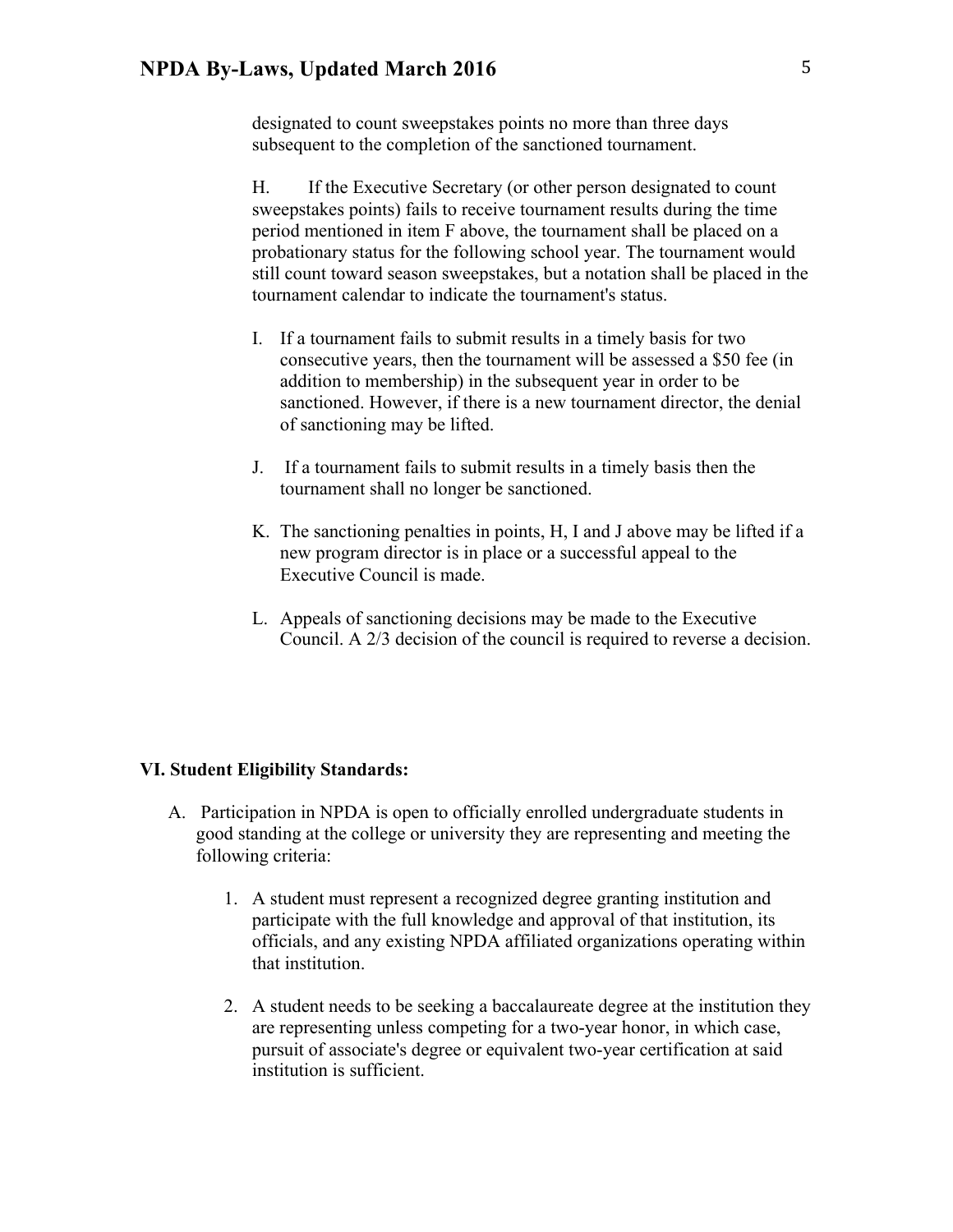designated to count sweepstakes points no more than three days subsequent to the completion of the sanctioned tournament.

H. If the Executive Secretary (or other person designated to count sweepstakes points) fails to receive tournament results during the time period mentioned in item F above, the tournament shall be placed on a probationary status for the following school year. The tournament would still count toward season sweepstakes, but a notation shall be placed in the tournament calendar to indicate the tournament's status.

I. If a tournament fails to submit results in a timely basis for two consecutive years, then the tournament will be assessed a $50 fee (in addition to membership) in the subsequent year in order to be sanctioned. However, if there is a new tournament director, the denial of sanctioning may be lifted.

J. If a tournament fails to submit results in a timely basis then the tournament shall no longer be sanctioned.

K. The sanctioning penalties in points, H, I and J above may be lifted if a new program director is in place or a successful appeal to the Executive Council is made.

L. Appeals of sanctioning decisions may be made to the Executive Council. A 2/3 decision of the council is required to reverse a decision.

## VI. Student Eligibility Standards:

A. Participation in NPDA is open to officially enrolled undergraduate students in good standing at the college or university they are representing and meeting the following criteria:

1. A student must represent a recognized degree granting institution and participate with the full knowledge and approval of that institution, its officials, and any existing NPDA affiliated organizations operating within that institution.

2. A student needs to be seeking a baccalaureate degree at the institution they are representing unless competing for a two-year honor, in which case, pursuit of associate's degree or equivalent two-year certification at said institution is sufficient.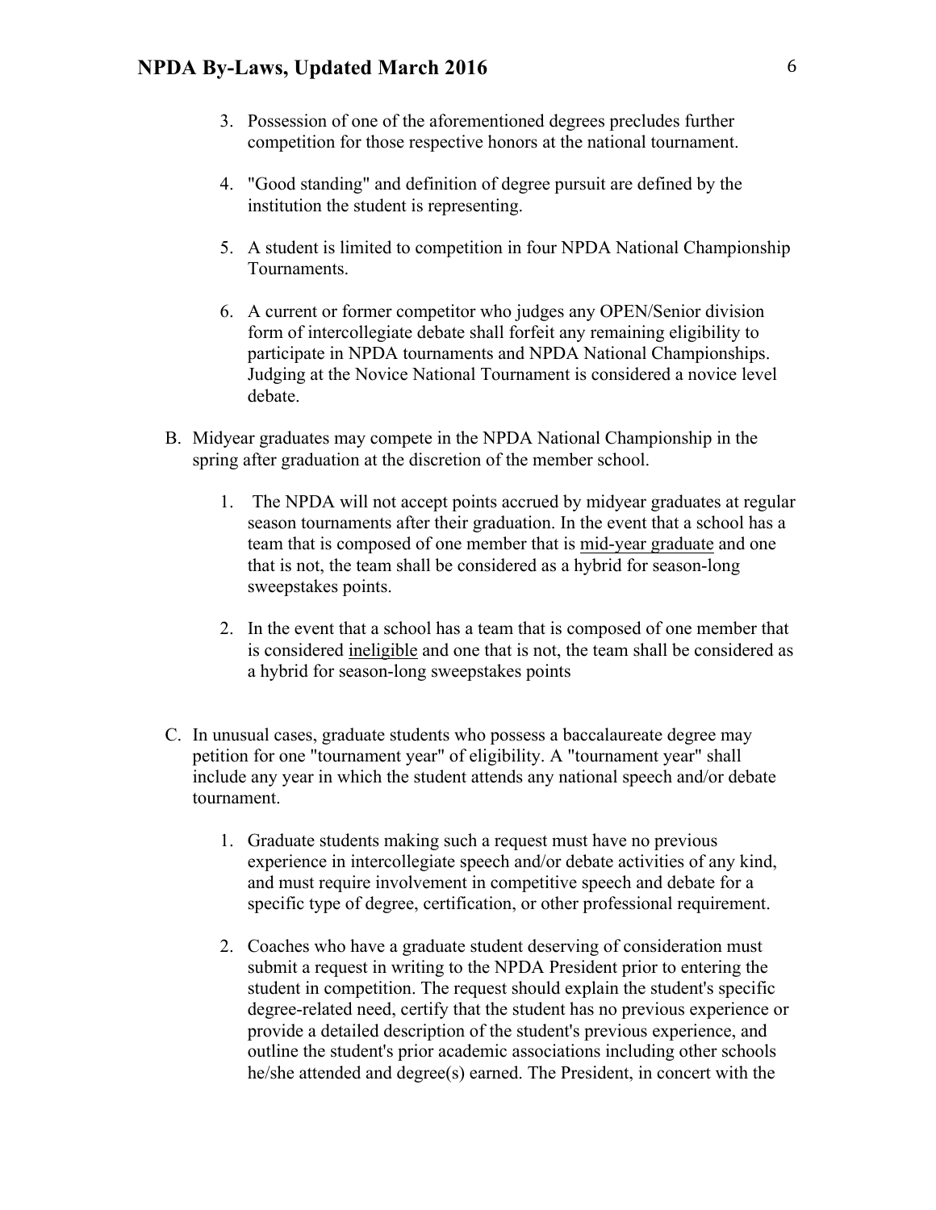3. Possession of one of the aforementioned degrees precludes further competition for those respective honors at the national tournament.

4. "Good standing" and definition of degree pursuit are defined by the institution the student is representing.

5. A student is limited to competition in four NPDA National Championship Tournaments.

6. A current or former competitor who judges any OPEN/Senior division form of intercollegiate debate shall forfeit any remaining eligibility to participate in NPDA tournaments and NPDA National Championships. Judging at the Novice National Tournament is considered a novice level debate.

B. Midyear graduates may compete in the NPDA National Championship in the spring after graduation at the discretion of the member school.

   1. The NPDA will not accept points accrued by midyear graduates at regular season tournaments after their graduation. In the event that a school has a team that is composed of one member that is <u>mid-year graduate</u> and one that is not, the team shall be considered as a hybrid for season-long sweepstakes points.

   2. In the event that a school has a team that is composed of one member that is considered <u>ineligible</u> and one that is not, the team shall be considered as a hybrid for season-long sweepstakes points

C. In unusual cases, graduate students who possess a baccalaureate degree may petition for one "tournament year" of eligibility. A "tournament year" shall include any year in which the student attends any national speech and/or debate tournament.

   1. Graduate students making such a request must have no previous experience in intercollegiate speech and/or debate activities of any kind, and must require involvement in competitive speech and debate for a specific type of degree, certification, or other professional requirement.

   2. Coaches who have a graduate student deserving of consideration must submit a request in writing to the NPDA President prior to entering the student in competition. The request should explain the student's specific degree-related need, certify that the student has no previous experience or provide a detailed description of the student's previous experience, and outline the student's prior academic associations including other schools he/she attended and degree(s) earned. The President, in concert with the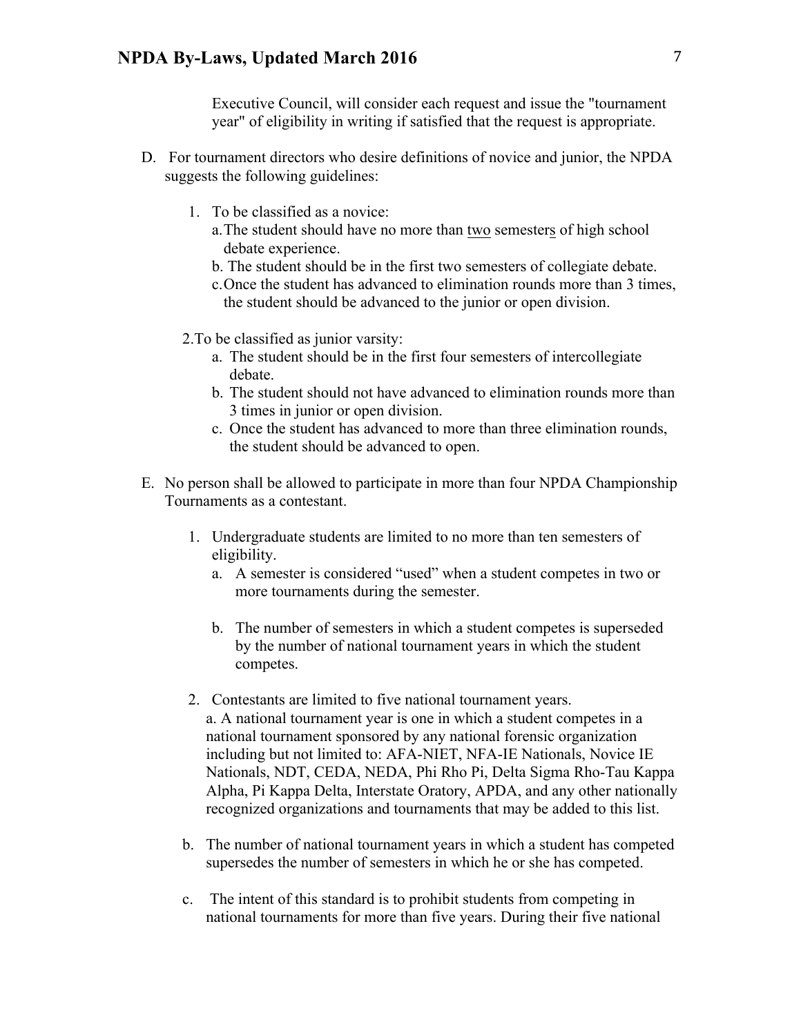Executive Council, will consider each request and issue the "tournament year" of eligibility in writing if satisfied that the request is appropriate.

D. For tournament directors who desire definitions of novice and junior, the NPDA suggests the following guidelines:

   1. To be classified as a novice:
      a. The student should have no more than <u>two</u> semester<u>s</u> of high school debate experience.
      b. The student should be in the first two semesters of collegiate debate.
      c. Once the student has advanced to elimination rounds more than 3 times, the student should be advanced to the junior or open division.

   2. To be classified as junior varsity:
      a. The student should be in the first four semesters of intercollegiate debate.
      b. The student should not have advanced to elimination rounds more than 3 times in junior or open division.
      c. Once the student has advanced to more than three elimination rounds, the student should be advanced to open.

E. No person shall be allowed to participate in more than four NPDA Championship Tournaments as a contestant.

   1. Undergraduate students are limited to no more than ten semesters of eligibility.
      a. A semester is considered "used" when a student competes in two or more tournaments during the semester.

      b. The number of semesters in which a student competes is superseded by the number of national tournament years in which the student competes.

   2. Contestants are limited to five national tournament years.
      a. A national tournament year is one in which a student competes in a national tournament sponsored by any national forensic organization including but not limited to: AFA-NIET, NFA-IE Nationals, Novice IE Nationals, NDT, CEDA, NEDA, Phi Rho Pi, Delta Sigma Rho-Tau Kappa Alpha, Pi Kappa Delta, Interstate Oratory, APDA, and any other nationally recognized organizations and tournaments that may be added to this list.

      b. The number of national tournament years in which a student has competed supersedes the number of semesters in which he or she has competed.

      c. The intent of this standard is to prohibit students from competing in national tournaments for more than five years. During their five national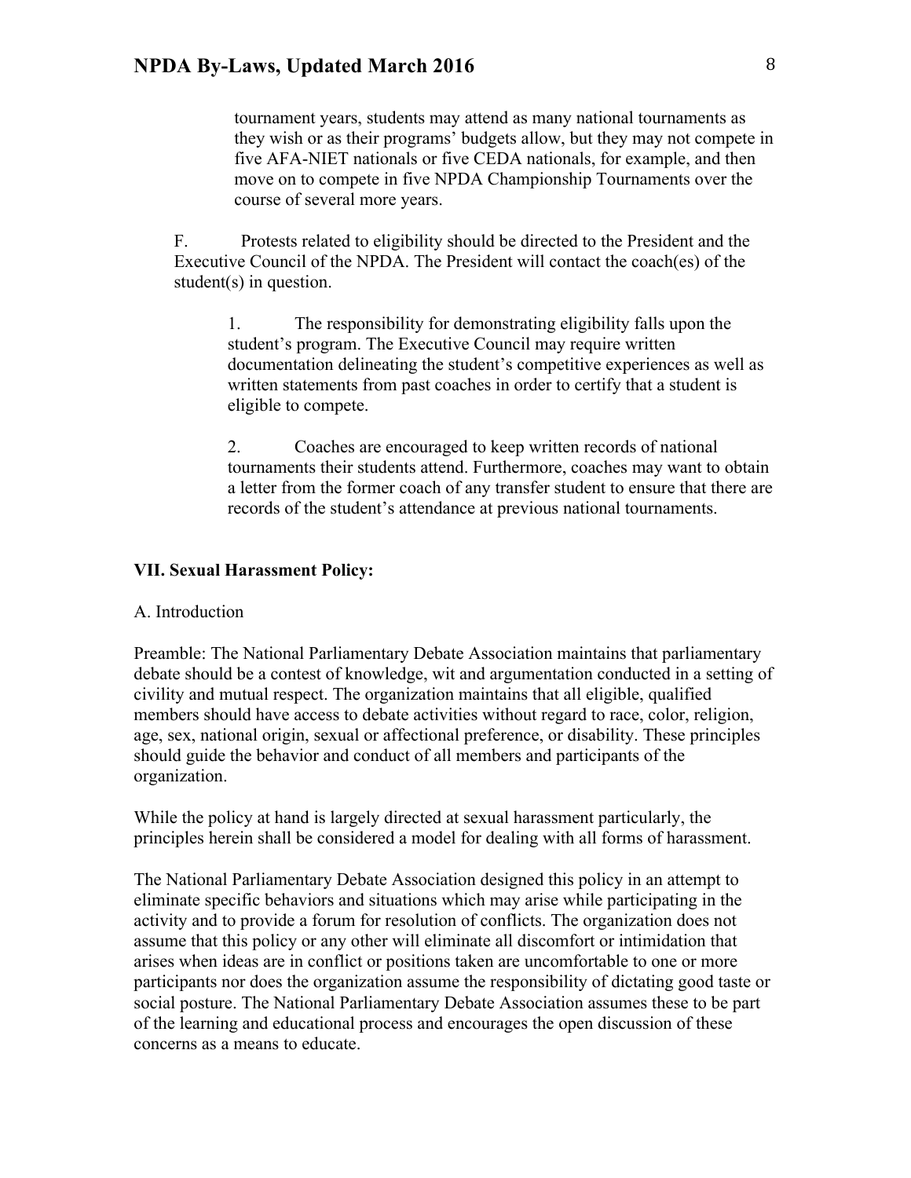tournament years, students may attend as many national tournaments as they wish or as their programs' budgets allow, but they may not compete in five AFA-NIET nationals or five CEDA nationals, for example, and then move on to compete in five NPDA Championship Tournaments over the course of several more years.

F. Protests related to eligibility should be directed to the President and the Executive Council of the NPDA. The President will contact the coach(es) of the student(s) in question.

1. The responsibility for demonstrating eligibility falls upon the student's program. The Executive Council may require written documentation delineating the student's competitive experiences as well as written statements from past coaches in order to certify that a student is eligible to compete.

2. Coaches are encouraged to keep written records of national tournaments their students attend. Furthermore, coaches may want to obtain a letter from the former coach of any transfer student to ensure that there are records of the student's attendance at previous national tournaments.

## VII. Sexual Harassment Policy:

A. Introduction

Preamble: The National Parliamentary Debate Association maintains that parliamentary debate should be a contest of knowledge, wit and argumentation conducted in a setting of civility and mutual respect. The organization maintains that all eligible, qualified members should have access to debate activities without regard to race, color, religion, age, sex, national origin, sexual or affectional preference, or disability. These principles should guide the behavior and conduct of all members and participants of the organization.

While the policy at hand is largely directed at sexual harassment particularly, the principles herein shall be considered a model for dealing with all forms of harassment.

The National Parliamentary Debate Association designed this policy in an attempt to eliminate specific behaviors and situations which may arise while participating in the activity and to provide a forum for resolution of conflicts. The organization does not assume that this policy or any other will eliminate all discomfort or intimidation that arises when ideas are in conflict or positions taken are uncomfortable to one or more participants nor does the organization assume the responsibility of dictating good taste or social posture. The National Parliamentary Debate Association assumes these to be part of the learning and educational process and encourages the open discussion of these concerns as a means to educate.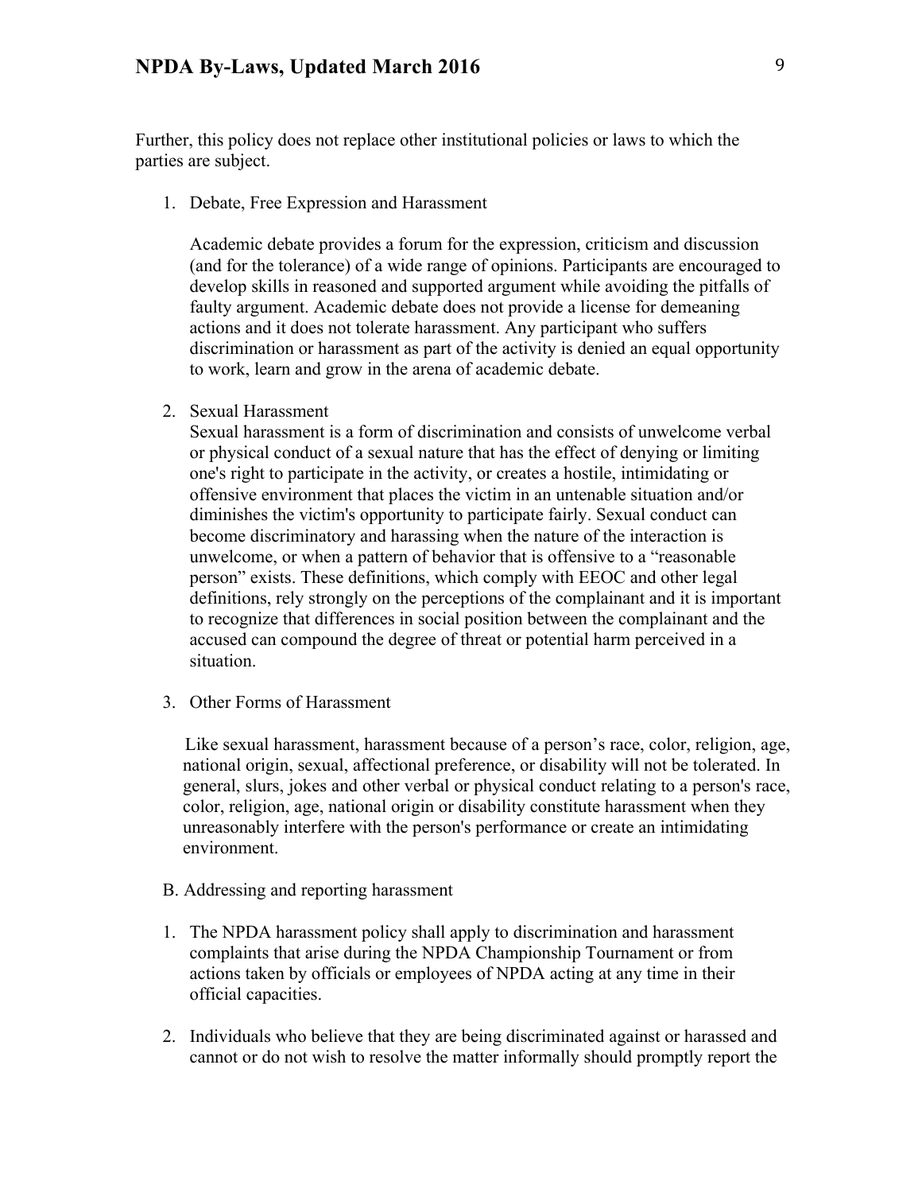Further, this policy does not replace other institutional policies or laws to which the parties are subject.

1. Debate, Free Expression and Harassment

   Academic debate provides a forum for the expression, criticism and discussion (and for the tolerance) of a wide range of opinions. Participants are encouraged to develop skills in reasoned and supported argument while avoiding the pitfalls of faulty argument. Academic debate does not provide a license for demeaning actions and it does not tolerate harassment. Any participant who suffers discrimination or harassment as part of the activity is denied an equal opportunity to work, learn and grow in the arena of academic debate.

2. Sexual Harassment
   Sexual harassment is a form of discrimination and consists of unwelcome verbal or physical conduct of a sexual nature that has the effect of denying or limiting one's right to participate in the activity, or creates a hostile, intimidating or offensive environment that places the victim in an untenable situation and/or diminishes the victim's opportunity to participate fairly. Sexual conduct can become discriminatory and harassing when the nature of the interaction is unwelcome, or when a pattern of behavior that is offensive to a "reasonable person" exists. These definitions, which comply with EEOC and other legal definitions, rely strongly on the perceptions of the complainant and it is important to recognize that differences in social position between the complainant and the accused can compound the degree of threat or potential harm perceived in a situation.

3. Other Forms of Harassment

   Like sexual harassment, harassment because of a person's race, color, religion, age, national origin, sexual, affectional preference, or disability will not be tolerated. In general, slurs, jokes and other verbal or physical conduct relating to a person's race, color, religion, age, national origin or disability constitute harassment when they unreasonably interfere with the person's performance or create an intimidating environment.

B. Addressing and reporting harassment

1. The NPDA harassment policy shall apply to discrimination and harassment complaints that arise during the NPDA Championship Tournament or from actions taken by officials or employees of NPDA acting at any time in their official capacities.

2. Individuals who believe that they are being discriminated against or harassed and cannot or do not wish to resolve the matter informally should promptly report the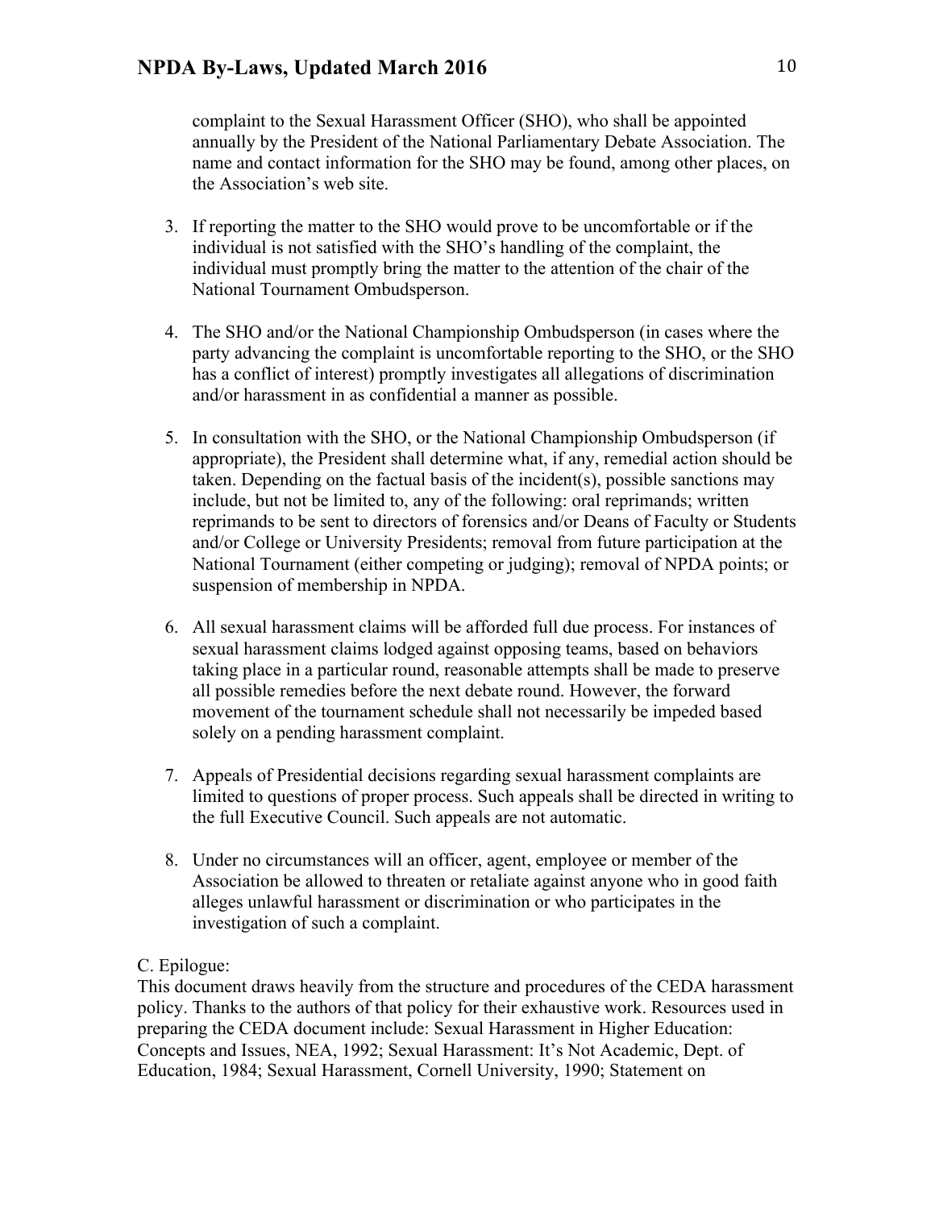complaint to the Sexual Harassment Officer (SHO), who shall be appointed annually by the President of the National Parliamentary Debate Association. The name and contact information for the SHO may be found, among other places, on the Association's web site.

3. If reporting the matter to the SHO would prove to be uncomfortable or if the individual is not satisfied with the SHO's handling of the complaint, the individual must promptly bring the matter to the attention of the chair of the National Tournament Ombudsperson.

4. The SHO and/or the National Championship Ombudsperson (in cases where the party advancing the complaint is uncomfortable reporting to the SHO, or the SHO has a conflict of interest) promptly investigates all allegations of discrimination and/or harassment in as confidential a manner as possible.

5. In consultation with the SHO, or the National Championship Ombudsperson (if appropriate), the President shall determine what, if any, remedial action should be taken. Depending on the factual basis of the incident(s), possible sanctions may include, but not be limited to, any of the following: oral reprimands; written reprimands to be sent to directors of forensics and/or Deans of Faculty or Students and/or College or University Presidents; removal from future participation at the National Tournament (either competing or judging); removal of NPDA points; or suspension of membership in NPDA.

6. All sexual harassment claims will be afforded full due process. For instances of sexual harassment claims lodged against opposing teams, based on behaviors taking place in a particular round, reasonable attempts shall be made to preserve all possible remedies before the next debate round. However, the forward movement of the tournament schedule shall not necessarily be impeded based solely on a pending harassment complaint.

7. Appeals of Presidential decisions regarding sexual harassment complaints are limited to questions of proper process. Such appeals shall be directed in writing to the full Executive Council. Such appeals are not automatic.

8. Under no circumstances will an officer, agent, employee or member of the Association be allowed to threaten or retaliate against anyone who in good faith alleges unlawful harassment or discrimination or who participates in the investigation of such a complaint.

C. Epilogue:

This document draws heavily from the structure and procedures of the CEDA harassment policy. Thanks to the authors of that policy for their exhaustive work. Resources used in preparing the CEDA document include: Sexual Harassment in Higher Education: Concepts and Issues, NEA, 1992; Sexual Harassment: It's Not Academic, Dept. of Education, 1984; Sexual Harassment, Cornell University, 1990; Statement on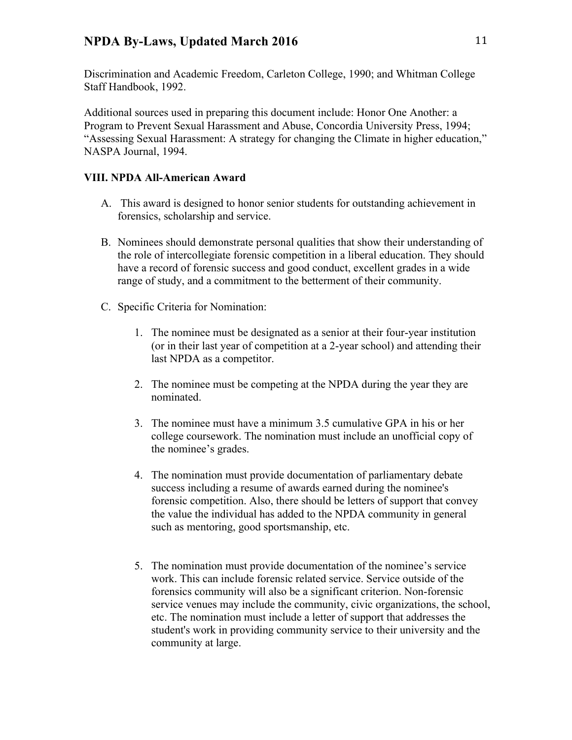Discrimination and Academic Freedom, Carleton College, 1990; and Whitman College Staff Handbook, 1992.

Additional sources used in preparing this document include: Honor One Another: a Program to Prevent Sexual Harassment and Abuse, Concordia University Press, 1994; "Assessing Sexual Harassment: A strategy for changing the Climate in higher education," NASPA Journal, 1994.

**VIII. NPDA All-American Award**

A. This award is designed to honor senior students for outstanding achievement in forensics, scholarship and service.

B. Nominees should demonstrate personal qualities that show their understanding of the role of intercollegiate forensic competition in a liberal education. They should have a record of forensic success and good conduct, excellent grades in a wide range of study, and a commitment to the betterment of their community.

C. Specific Criteria for Nomination:

1. The nominee must be designated as a senior at their four-year institution (or in their last year of competition at a 2-year school) and attending their last NPDA as a competitor.

2. The nominee must be competing at the NPDA during the year they are nominated.

3. The nominee must have a minimum 3.5 cumulative GPA in his or her college coursework. The nomination must include an unofficial copy of the nominee's grades.

4. The nomination must provide documentation of parliamentary debate success including a resume of awards earned during the nominee's forensic competition. Also, there should be letters of support that convey the value the individual has added to the NPDA community in general such as mentoring, good sportsmanship, etc.

5. The nomination must provide documentation of the nominee's service work. This can include forensic related service. Service outside of the forensics community will also be a significant criterion. Non-forensic service venues may include the community, civic organizations, the school, etc. The nomination must include a letter of support that addresses the student's work in providing community service to their university and the community at large.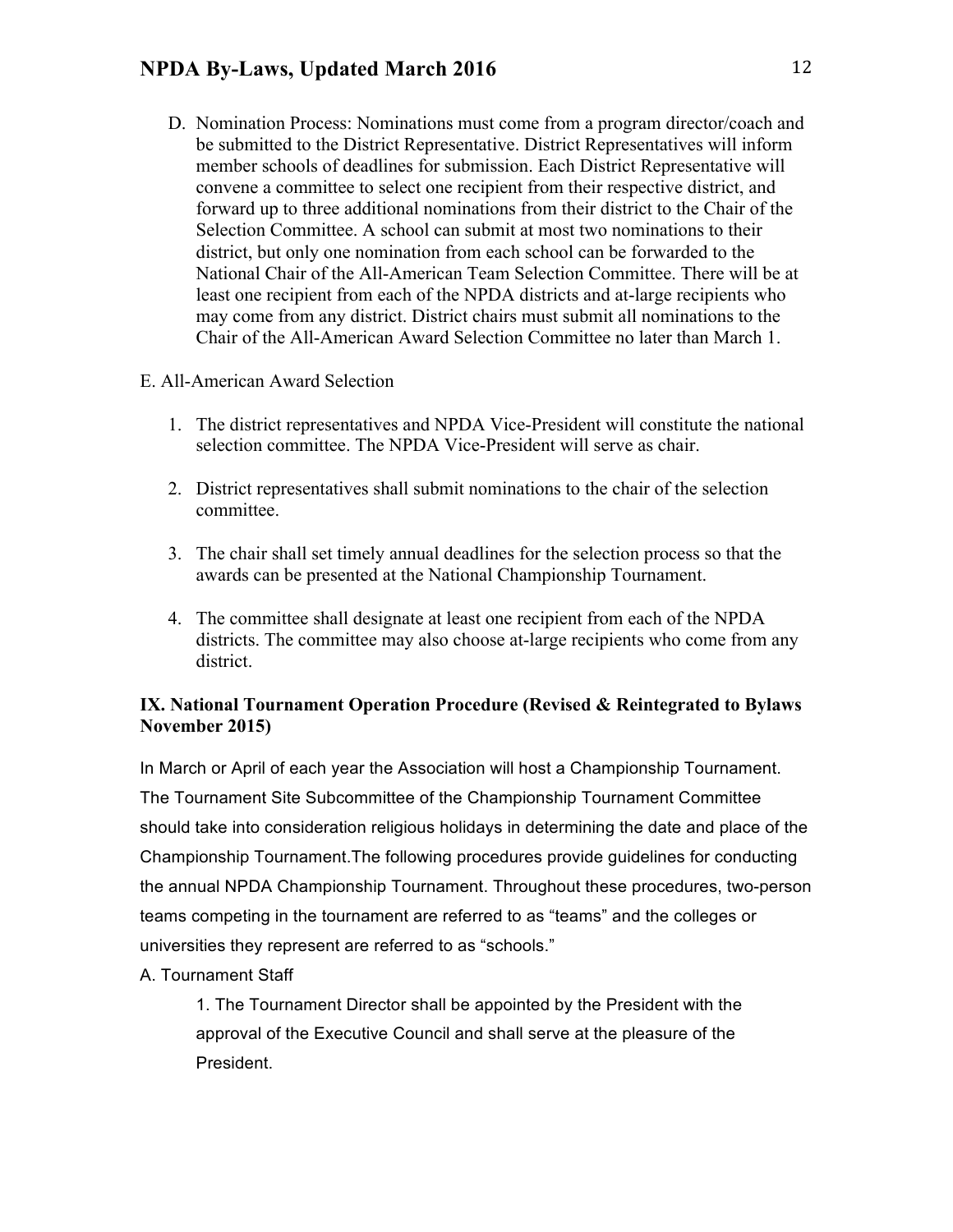D. Nomination Process: Nominations must come from a program director/coach and be submitted to the District Representative. District Representatives will inform member schools of deadlines for submission. Each District Representative will convene a committee to select one recipient from their respective district, and forward up to three additional nominations from their district to the Chair of the Selection Committee. A school can submit at most two nominations to their district, but only one nomination from each school can be forwarded to the National Chair of the All-American Team Selection Committee. There will be at least one recipient from each of the NPDA districts and at-large recipients who may come from any district. District chairs must submit all nominations to the Chair of the All-American Award Selection Committee no later than March 1.

E. All-American Award Selection

1. The district representatives and NPDA Vice-President will constitute the national selection committee. The NPDA Vice-President will serve as chair.
2. District representatives shall submit nominations to the chair of the selection committee.
3. The chair shall set timely annual deadlines for the selection process so that the awards can be presented at the National Championship Tournament.
4. The committee shall designate at least one recipient from each of the NPDA districts. The committee may also choose at-large recipients who come from any district.

## IX. National Tournament Operation Procedure (Revised & Reintegrated to Bylaws November 2015)

In March or April of each year the Association will host a Championship Tournament. The Tournament Site Subcommittee of the Championship Tournament Committee should take into consideration religious holidays in determining the date and place of the Championship Tournament.The following procedures provide guidelines for conducting the annual NPDA Championship Tournament. Throughout these procedures, two-person teams competing in the tournament are referred to as "teams" and the colleges or universities they represent are referred to as "schools."

A. Tournament Staff

1. The Tournament Director shall be appointed by the President with the approval of the Executive Council and shall serve at the pleasure of the President.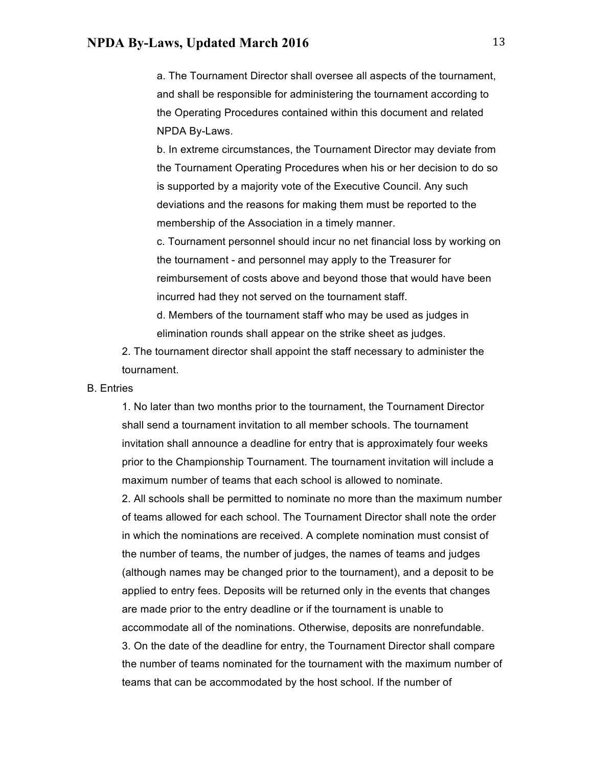a. The Tournament Director shall oversee all aspects of the tournament, and shall be responsible for administering the tournament according to the Operating Procedures contained within this document and related NPDA By-Laws.

b. In extreme circumstances, the Tournament Director may deviate from the Tournament Operating Procedures when his or her decision to do so is supported by a majority vote of the Executive Council. Any such deviations and the reasons for making them must be reported to the membership of the Association in a timely manner.

c. Tournament personnel should incur no net financial loss by working on the tournament - and personnel may apply to the Treasurer for reimbursement of costs above and beyond those that would have been incurred had they not served on the tournament staff.

d. Members of the tournament staff who may be used as judges in elimination rounds shall appear on the strike sheet as judges.

2. The tournament director shall appoint the staff necessary to administer the tournament.

B. Entries

1. No later than two months prior to the tournament, the Tournament Director shall send a tournament invitation to all member schools. The tournament invitation shall announce a deadline for entry that is approximately four weeks prior to the Championship Tournament. The tournament invitation will include a maximum number of teams that each school is allowed to nominate.

2. All schools shall be permitted to nominate no more than the maximum number of teams allowed for each school. The Tournament Director shall note the order in which the nominations are received. A complete nomination must consist of the number of teams, the number of judges, the names of teams and judges (although names may be changed prior to the tournament), and a deposit to be applied to entry fees. Deposits will be returned only in the events that changes are made prior to the entry deadline or if the tournament is unable to accommodate all of the nominations. Otherwise, deposits are nonrefundable.

3. On the date of the deadline for entry, the Tournament Director shall compare the number of teams nominated for the tournament with the maximum number of teams that can be accommodated by the host school. If the number of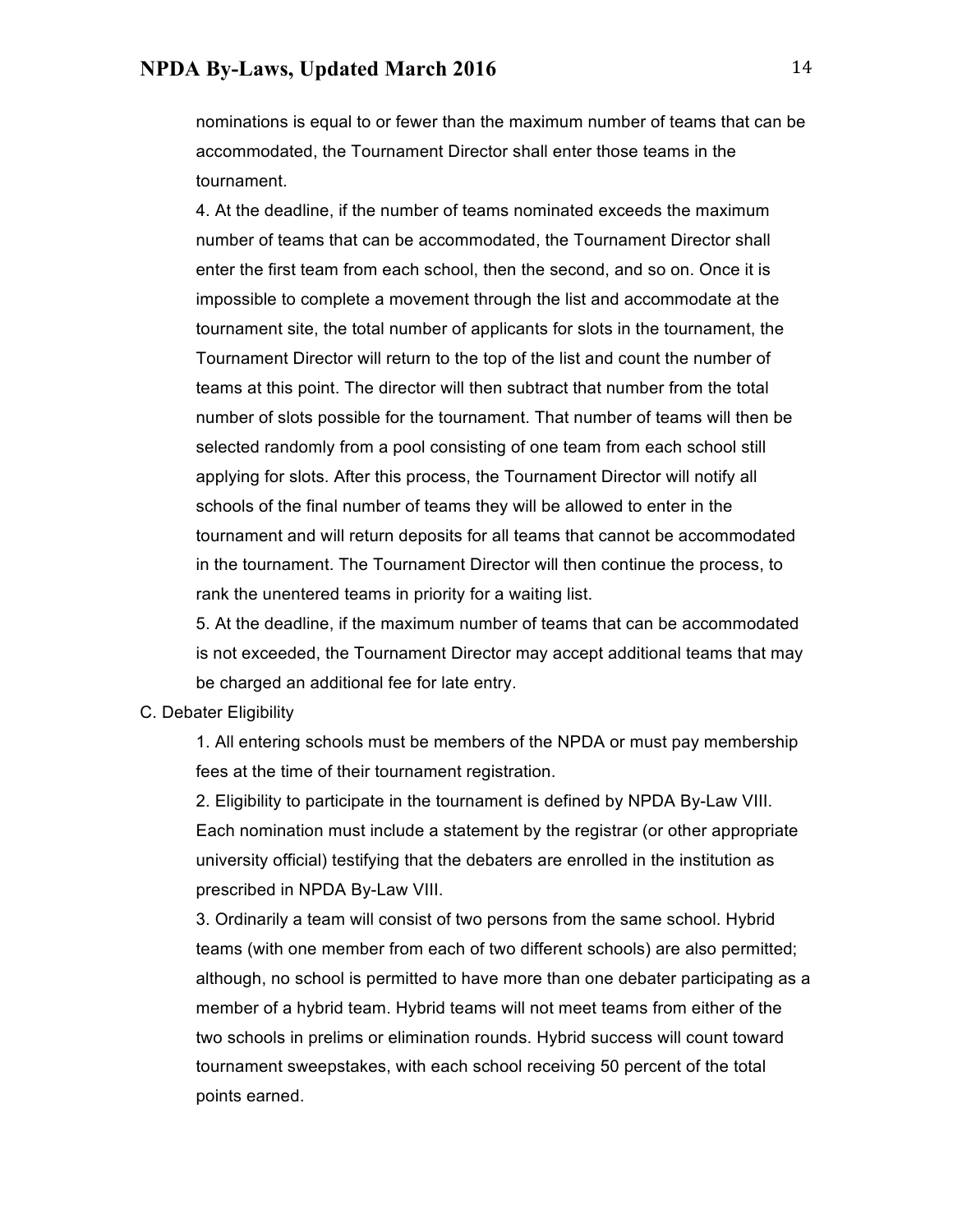nominations is equal to or fewer than the maximum number of teams that can be accommodated, the Tournament Director shall enter those teams in the tournament.

4. At the deadline, if the number of teams nominated exceeds the maximum number of teams that can be accommodated, the Tournament Director shall enter the first team from each school, then the second, and so on. Once it is impossible to complete a movement through the list and accommodate at the tournament site, the total number of applicants for slots in the tournament, the Tournament Director will return to the top of the list and count the number of teams at this point. The director will then subtract that number from the total number of slots possible for the tournament. That number of teams will then be selected randomly from a pool consisting of one team from each school still applying for slots. After this process, the Tournament Director will notify all schools of the final number of teams they will be allowed to enter in the tournament and will return deposits for all teams that cannot be accommodated in the tournament. The Tournament Director will then continue the process, to rank the unentered teams in priority for a waiting list.

5. At the deadline, if the maximum number of teams that can be accommodated is not exceeded, the Tournament Director may accept additional teams that may be charged an additional fee for late entry.

C. Debater Eligibility

1. All entering schools must be members of the NPDA or must pay membership fees at the time of their tournament registration.

2. Eligibility to participate in the tournament is defined by NPDA By-Law VIII. Each nomination must include a statement by the registrar (or other appropriate university official) testifying that the debaters are enrolled in the institution as prescribed in NPDA By-Law VIII.

3. Ordinarily a team will consist of two persons from the same school. Hybrid teams (with one member from each of two different schools) are also permitted; although, no school is permitted to have more than one debater participating as a member of a hybrid team. Hybrid teams will not meet teams from either of the two schools in prelims or elimination rounds. Hybrid success will count toward tournament sweepstakes, with each school receiving 50 percent of the total points earned.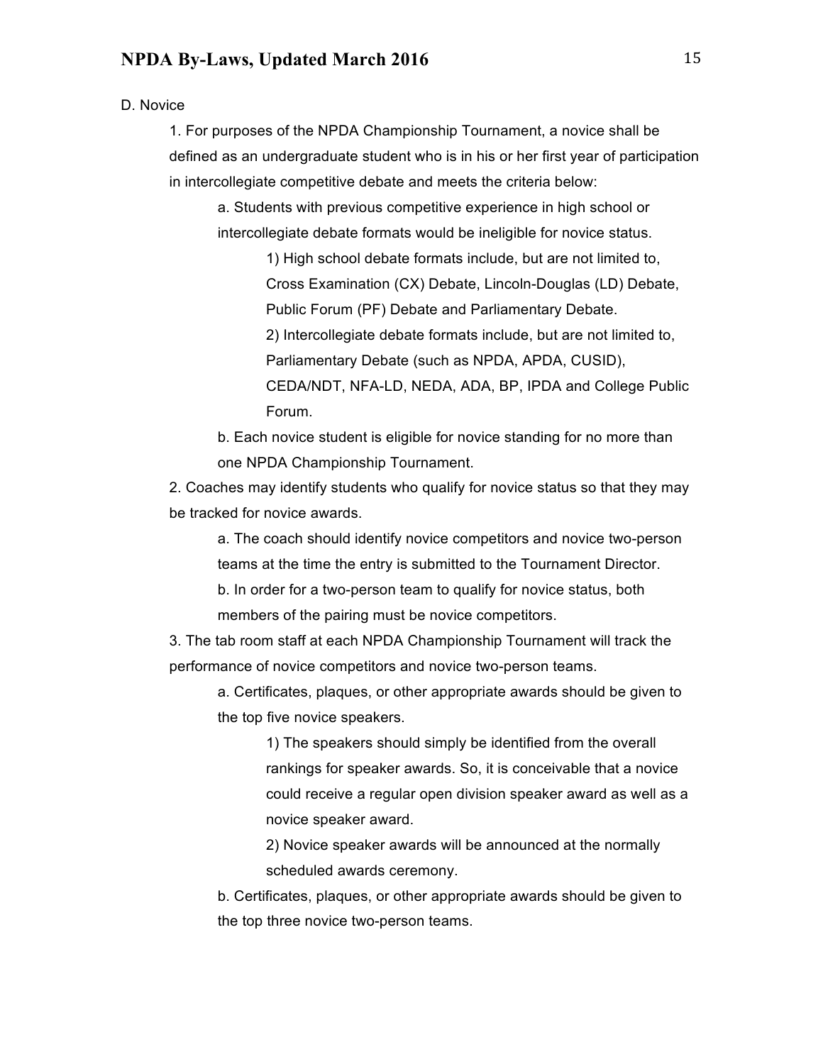D. Novice

1. For purposes of the NPDA Championship Tournament, a novice shall be defined as an undergraduate student who is in his or her first year of participation in intercollegiate competitive debate and meets the criteria below:

    a. Students with previous competitive experience in high school or intercollegiate debate formats would be ineligible for novice status.

        1) High school debate formats include, but are not limited to, Cross Examination (CX) Debate, Lincoln-Douglas (LD) Debate, Public Forum (PF) Debate and Parliamentary Debate.

        2) Intercollegiate debate formats include, but are not limited to, Parliamentary Debate (such as NPDA, APDA, CUSID), CEDA/NDT, NFA-LD, NEDA, ADA, BP, IPDA and College Public Forum.

    b. Each novice student is eligible for novice standing for no more than one NPDA Championship Tournament.

2. Coaches may identify students who qualify for novice status so that they may be tracked for novice awards.

    a. The coach should identify novice competitors and novice two-person teams at the time the entry is submitted to the Tournament Director.

    b. In order for a two-person team to qualify for novice status, both members of the pairing must be novice competitors.

3. The tab room staff at each NPDA Championship Tournament will track the performance of novice competitors and novice two-person teams.

    a. Certificates, plaques, or other appropriate awards should be given to the top five novice speakers.

        1) The speakers should simply be identified from the overall rankings for speaker awards. So, it is conceivable that a novice could receive a regular open division speaker award as well as a novice speaker award.

        2) Novice speaker awards will be announced at the normally scheduled awards ceremony.

    b. Certificates, plaques, or other appropriate awards should be given to the top three novice two-person teams.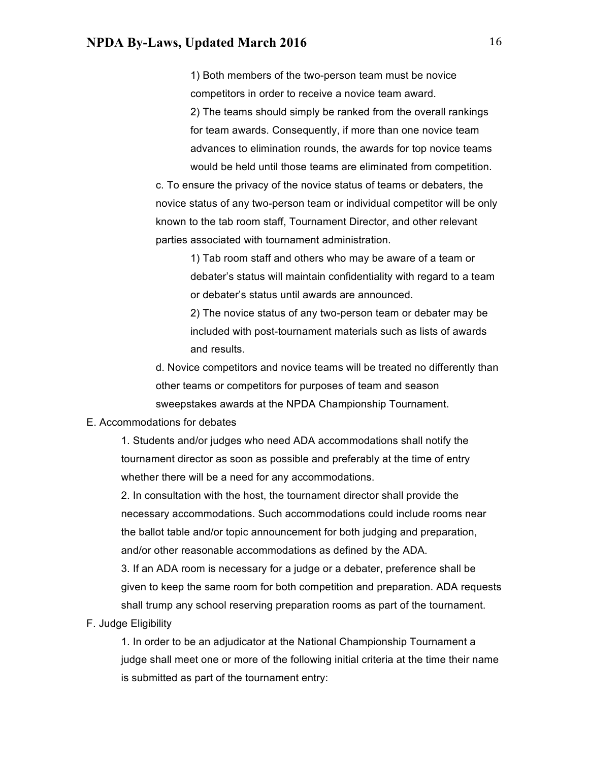1) Both members of the two-person team must be novice competitors in order to receive a novice team award.

2) The teams should simply be ranked from the overall rankings for team awards. Consequently, if more than one novice team advances to elimination rounds, the awards for top novice teams would be held until those teams are eliminated from competition.

c. To ensure the privacy of the novice status of teams or debaters, the novice status of any two-person team or individual competitor will be only known to the tab room staff, Tournament Director, and other relevant parties associated with tournament administration.

1) Tab room staff and others who may be aware of a team or debater's status will maintain confidentiality with regard to a team or debater's status until awards are announced.

2) The novice status of any two-person team or debater may be included with post-tournament materials such as lists of awards and results.

d. Novice competitors and novice teams will be treated no differently than other teams or competitors for purposes of team and season sweepstakes awards at the NPDA Championship Tournament.

E. Accommodations for debates

1. Students and/or judges who need ADA accommodations shall notify the tournament director as soon as possible and preferably at the time of entry whether there will be a need for any accommodations.

2. In consultation with the host, the tournament director shall provide the necessary accommodations. Such accommodations could include rooms near the ballot table and/or topic announcement for both judging and preparation, and/or other reasonable accommodations as defined by the ADA.

3. If an ADA room is necessary for a judge or a debater, preference shall be given to keep the same room for both competition and preparation. ADA requests shall trump any school reserving preparation rooms as part of the tournament.

F. Judge Eligibility

1. In order to be an adjudicator at the National Championship Tournament a judge shall meet one or more of the following initial criteria at the time their name is submitted as part of the tournament entry: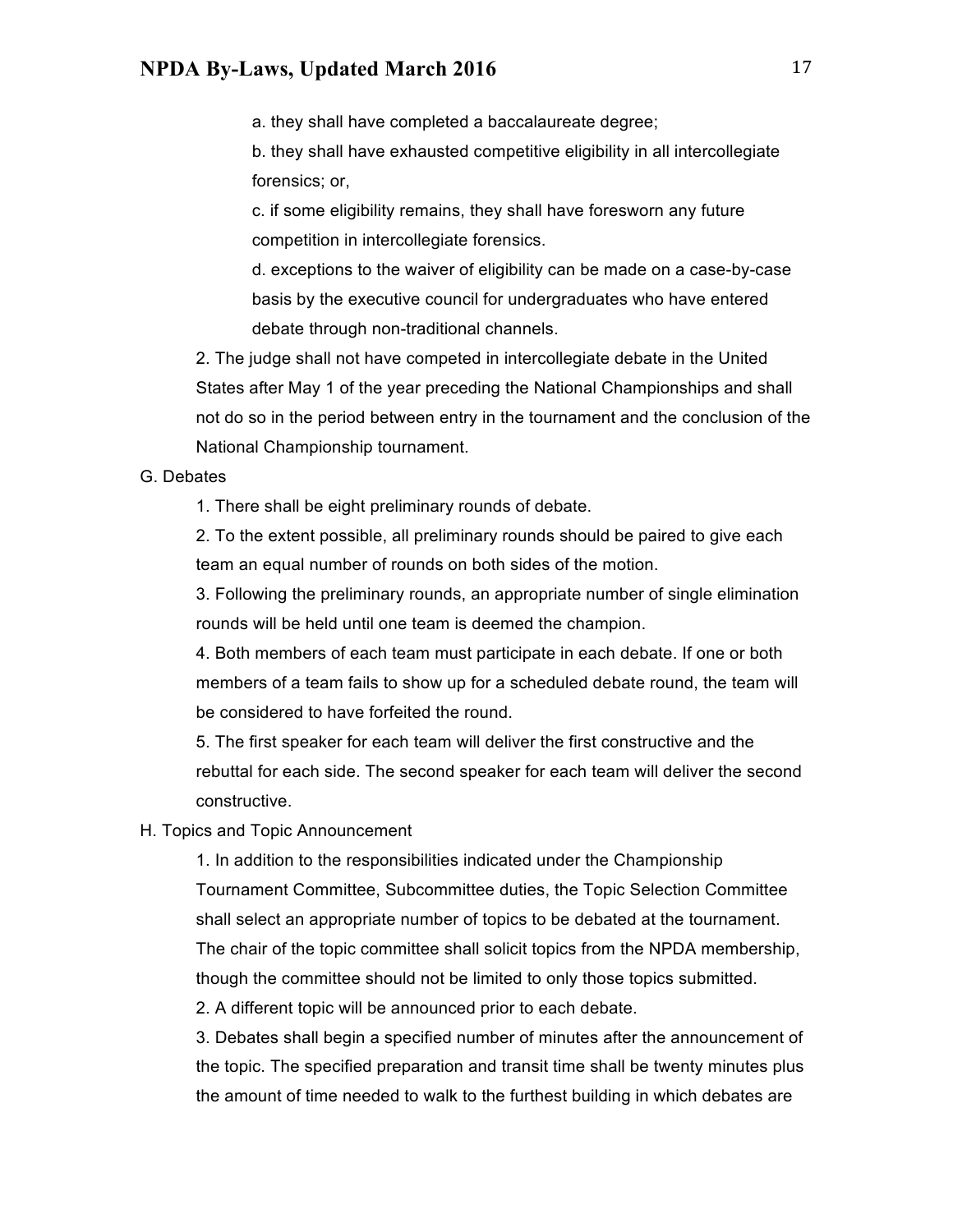a. they shall have completed a baccalaureate degree;

b. they shall have exhausted competitive eligibility in all intercollegiate forensics; or,

c. if some eligibility remains, they shall have foresworn any future competition in intercollegiate forensics.

d. exceptions to the waiver of eligibility can be made on a case-by-case basis by the executive council for undergraduates who have entered debate through non-traditional channels.

2. The judge shall not have competed in intercollegiate debate in the United States after May 1 of the year preceding the National Championships and shall not do so in the period between entry in the tournament and the conclusion of the National Championship tournament.

G. Debates

1. There shall be eight preliminary rounds of debate.

2. To the extent possible, all preliminary rounds should be paired to give each team an equal number of rounds on both sides of the motion.

3. Following the preliminary rounds, an appropriate number of single elimination rounds will be held until one team is deemed the champion.

4. Both members of each team must participate in each debate. If one or both members of a team fails to show up for a scheduled debate round, the team will be considered to have forfeited the round.

5. The first speaker for each team will deliver the first constructive and the rebuttal for each side. The second speaker for each team will deliver the second constructive.

H. Topics and Topic Announcement

1. In addition to the responsibilities indicated under the Championship Tournament Committee, Subcommittee duties, the Topic Selection Committee shall select an appropriate number of topics to be debated at the tournament. The chair of the topic committee shall solicit topics from the NPDA membership, though the committee should not be limited to only those topics submitted.

2. A different topic will be announced prior to each debate.

3. Debates shall begin a specified number of minutes after the announcement of the topic. The specified preparation and transit time shall be twenty minutes plus the amount of time needed to walk to the furthest building in which debates are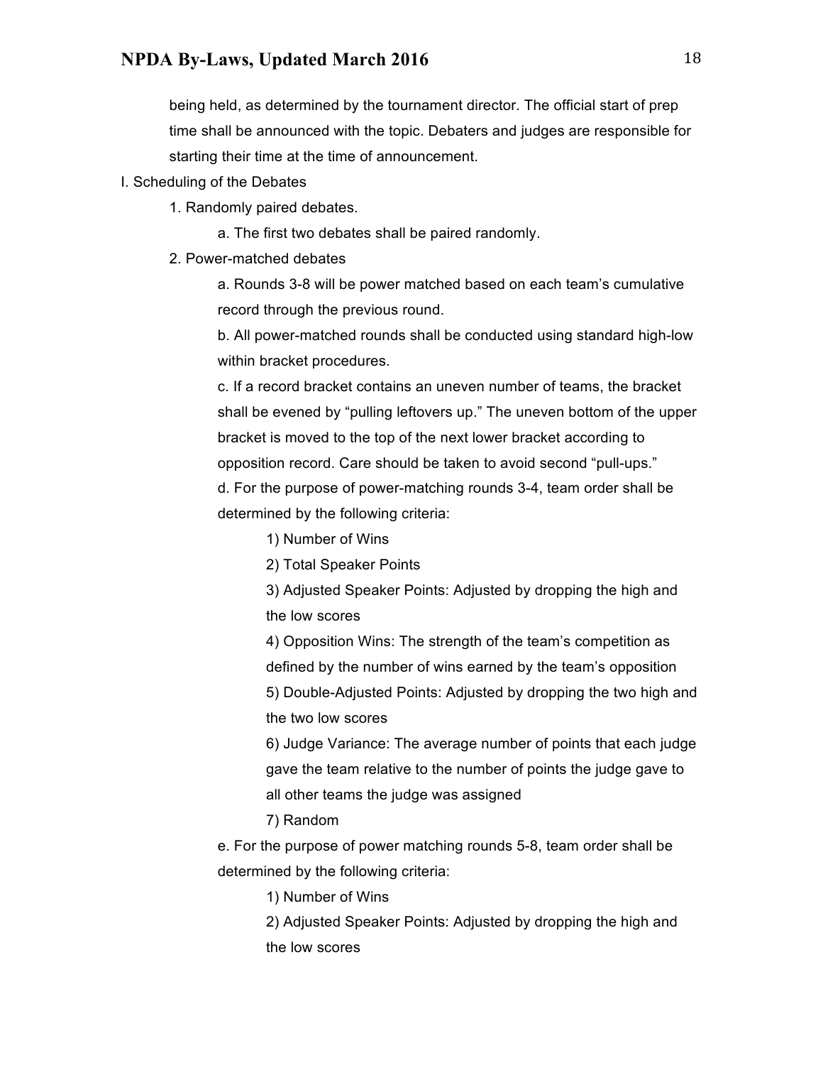being held, as determined by the tournament director. The official start of prep time shall be announced with the topic. Debaters and judges are responsible for starting their time at the time of announcement.

I. Scheduling of the Debates

1. Randomly paired debates.
   - a. The first two debates shall be paired randomly.
2. Power-matched debates
   - a. Rounds 3-8 will be power matched based on each team's cumulative record through the previous round.
   - b. All power-matched rounds shall be conducted using standard high-low within bracket procedures.
   - c. If a record bracket contains an uneven number of teams, the bracket shall be evened by "pulling leftovers up." The uneven bottom of the upper bracket is moved to the top of the next lower bracket according to opposition record. Care should be taken to avoid second "pull-ups."
   - d. For the purpose of power-matching rounds 3-4, team order shall be determined by the following criteria:
     - 1) Number of Wins
     - 2) Total Speaker Points
     - 3) Adjusted Speaker Points: Adjusted by dropping the high and the low scores
     - 4) Opposition Wins: The strength of the team's competition as defined by the number of wins earned by the team's opposition
     - 5) Double-Adjusted Points: Adjusted by dropping the two high and the two low scores
     - 6) Judge Variance: The average number of points that each judge gave the team relative to the number of points the judge gave to all other teams the judge was assigned
     - 7) Random
   - e. For the purpose of power matching rounds 5-8, team order shall be determined by the following criteria:
     - 1) Number of Wins
     - 2) Adjusted Speaker Points: Adjusted by dropping the high and the low scores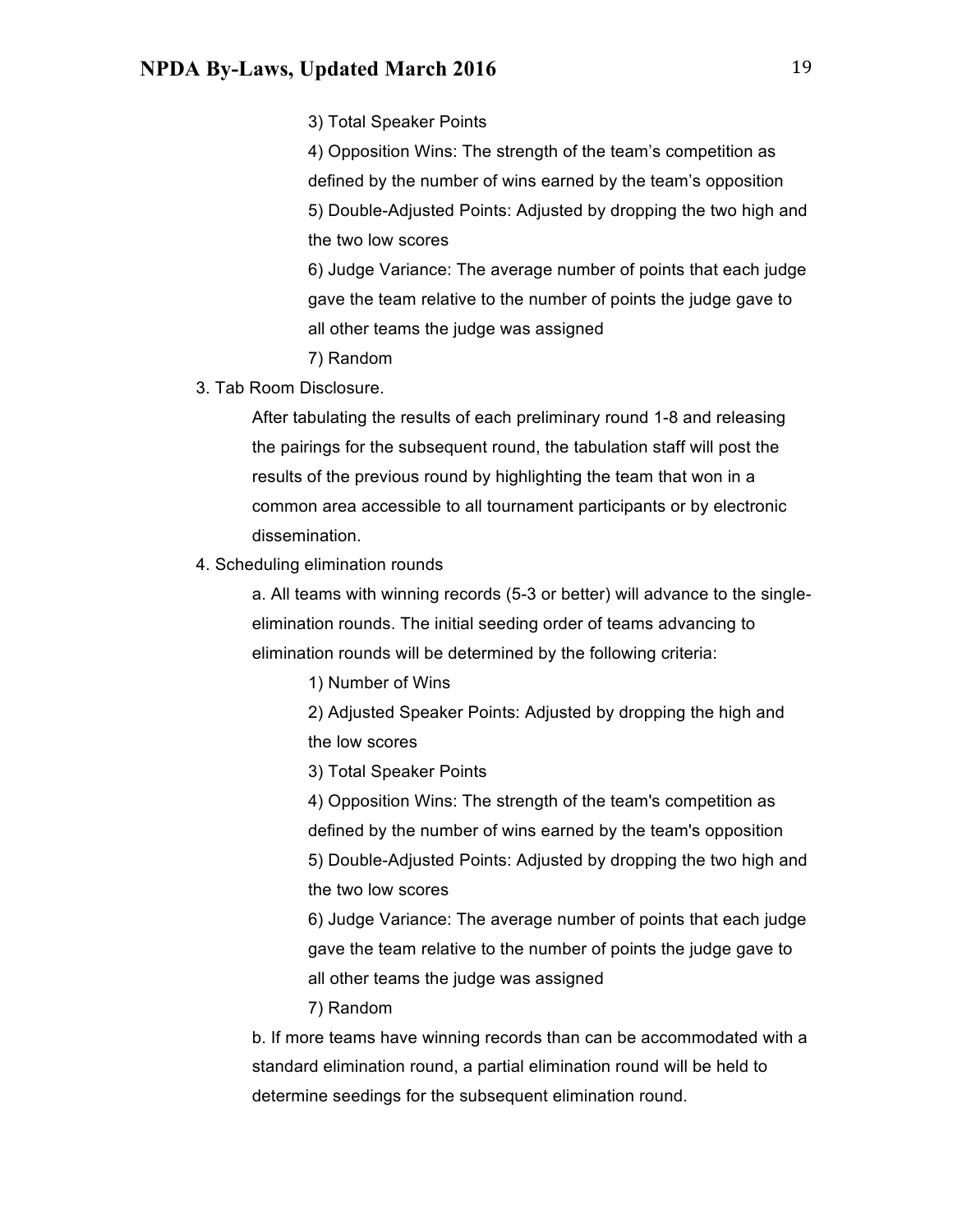3) Total Speaker Points

4) Opposition Wins: The strength of the team's competition as defined by the number of wins earned by the team's opposition

5) Double-Adjusted Points: Adjusted by dropping the two high and the two low scores

6) Judge Variance: The average number of points that each judge gave the team relative to the number of points the judge gave to all other teams the judge was assigned

7) Random

3. Tab Room Disclosure.

After tabulating the results of each preliminary round 1-8 and releasing the pairings for the subsequent round, the tabulation staff will post the results of the previous round by highlighting the team that won in a common area accessible to all tournament participants or by electronic dissemination.

4. Scheduling elimination rounds

a. All teams with winning records (5-3 or better) will advance to the single-elimination rounds. The initial seeding order of teams advancing to elimination rounds will be determined by the following criteria:

1) Number of Wins

2) Adjusted Speaker Points: Adjusted by dropping the high and the low scores

3) Total Speaker Points

4) Opposition Wins: The strength of the team's competition as defined by the number of wins earned by the team's opposition

5) Double-Adjusted Points: Adjusted by dropping the two high and the two low scores

6) Judge Variance: The average number of points that each judge gave the team relative to the number of points the judge gave to all other teams the judge was assigned

7) Random

b. If more teams have winning records than can be accommodated with a standard elimination round, a partial elimination round will be held to determine seedings for the subsequent elimination round.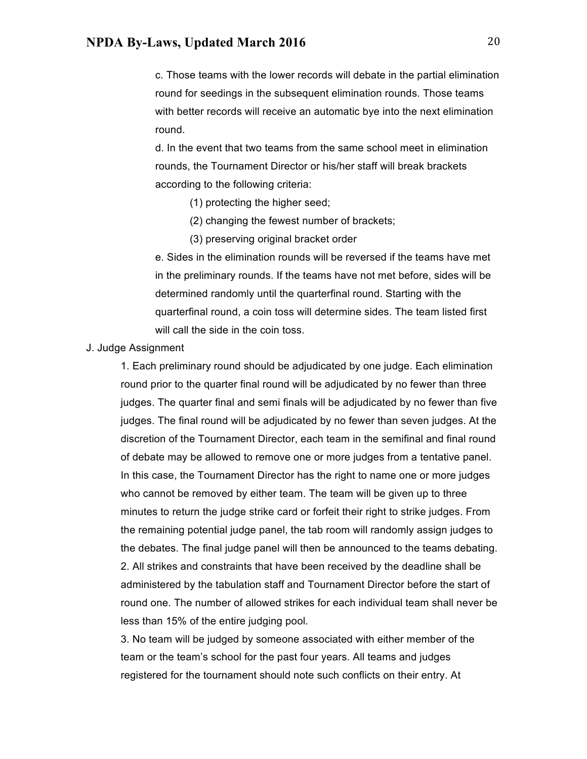c. Those teams with the lower records will debate in the partial elimination round for seedings in the subsequent elimination rounds. Those teams with better records will receive an automatic bye into the next elimination round.

d. In the event that two teams from the same school meet in elimination rounds, the Tournament Director or his/her staff will break brackets according to the following criteria:

(1) protecting the higher seed;

(2) changing the fewest number of brackets;

(3) preserving original bracket order

e. Sides in the elimination rounds will be reversed if the teams have met in the preliminary rounds. If the teams have not met before, sides will be determined randomly until the quarterfinal round. Starting with the quarterfinal round, a coin toss will determine sides. The team listed first will call the side in the coin toss.

J. Judge Assignment

1. Each preliminary round should be adjudicated by one judge. Each elimination round prior to the quarter final round will be adjudicated by no fewer than three judges. The quarter final and semi finals will be adjudicated by no fewer than five judges. The final round will be adjudicated by no fewer than seven judges. At the discretion of the Tournament Director, each team in the semifinal and final round of debate may be allowed to remove one or more judges from a tentative panel. In this case, the Tournament Director has the right to name one or more judges who cannot be removed by either team. The team will be given up to three minutes to return the judge strike card or forfeit their right to strike judges. From the remaining potential judge panel, the tab room will randomly assign judges to the debates. The final judge panel will then be announced to the teams debating.

2. All strikes and constraints that have been received by the deadline shall be administered by the tabulation staff and Tournament Director before the start of round one. The number of allowed strikes for each individual team shall never be less than 15% of the entire judging pool.

3. No team will be judged by someone associated with either member of the team or the team's school for the past four years. All teams and judges registered for the tournament should note such conflicts on their entry. At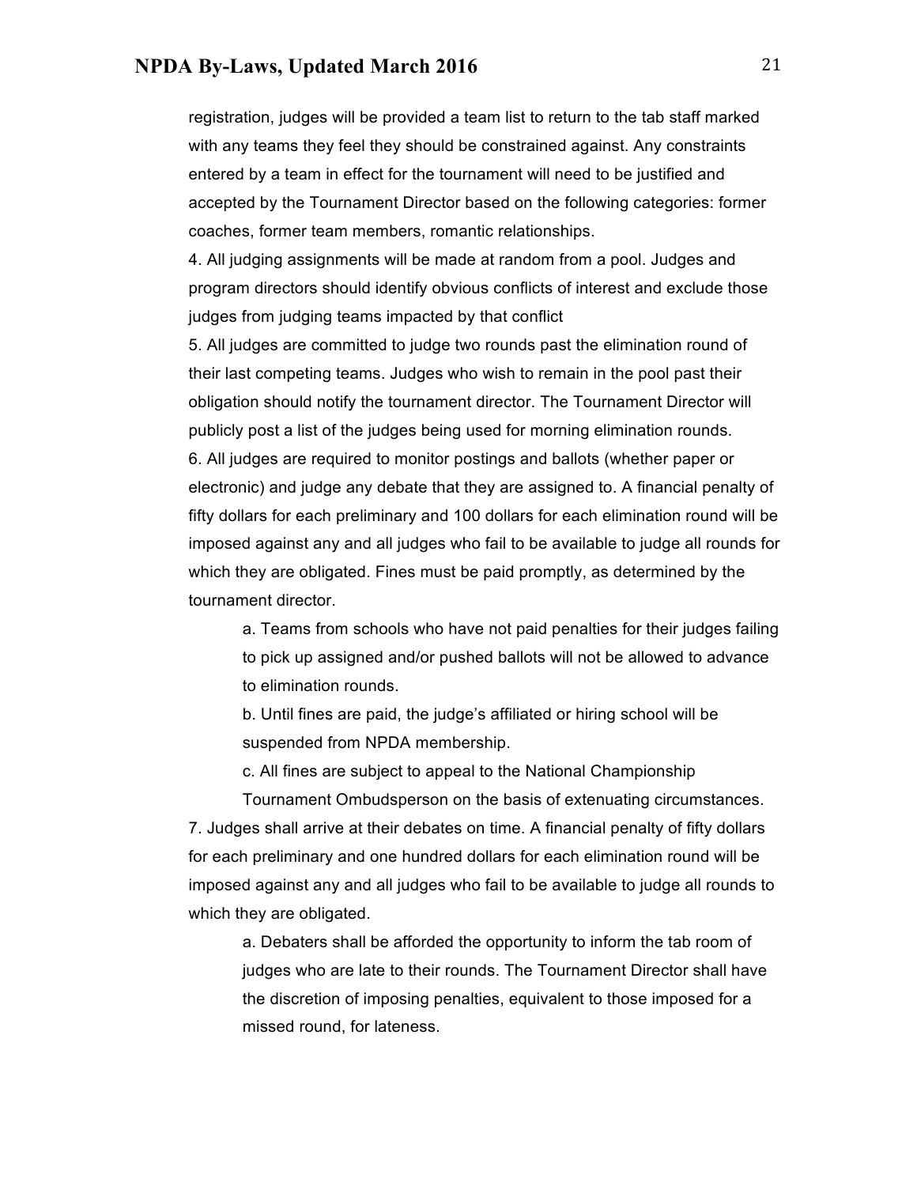registration, judges will be provided a team list to return to the tab staff marked with any teams they feel they should be constrained against. Any constraints entered by a team in effect for the tournament will need to be justified and accepted by the Tournament Director based on the following categories: former coaches, former team members, romantic relationships.

4. All judging assignments will be made at random from a pool. Judges and program directors should identify obvious conflicts of interest and exclude those judges from judging teams impacted by that conflict

5. All judges are committed to judge two rounds past the elimination round of their last competing teams. Judges who wish to remain in the pool past their obligation should notify the tournament director. The Tournament Director will publicly post a list of the judges being used for morning elimination rounds.

6. All judges are required to monitor postings and ballots (whether paper or electronic) and judge any debate that they are assigned to. A financial penalty of fifty dollars for each preliminary and 100 dollars for each elimination round will be imposed against any and all judges who fail to be available to judge all rounds for which they are obligated. Fines must be paid promptly, as determined by the tournament director.

   a. Teams from schools who have not paid penalties for their judges failing to pick up assigned and/or pushed ballots will not be allowed to advance to elimination rounds.

   b. Until fines are paid, the judge's affiliated or hiring school will be suspended from NPDA membership.

   c. All fines are subject to appeal to the National Championship Tournament Ombudsperson on the basis of extenuating circumstances.

7. Judges shall arrive at their debates on time. A financial penalty of fifty dollars for each preliminary and one hundred dollars for each elimination round will be imposed against any and all judges who fail to be available to judge all rounds to which they are obligated.

   a. Debaters shall be afforded the opportunity to inform the tab room of judges who are late to their rounds. The Tournament Director shall have the discretion of imposing penalties, equivalent to those imposed for a missed round, for lateness.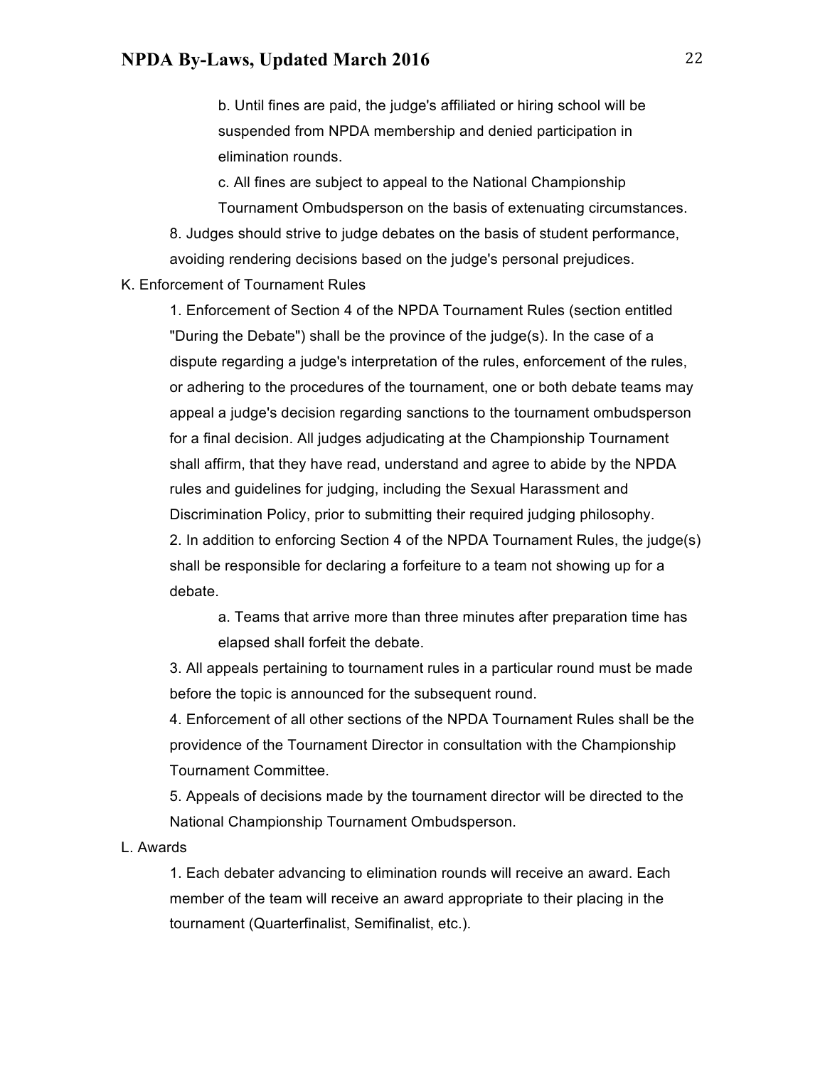b. Until fines are paid, the judge's affiliated or hiring school will be suspended from NPDA membership and denied participation in elimination rounds.

c. All fines are subject to appeal to the National Championship Tournament Ombudsperson on the basis of extenuating circumstances.

8. Judges should strive to judge debates on the basis of student performance, avoiding rendering decisions based on the judge's personal prejudices.

K. Enforcement of Tournament Rules

1. Enforcement of Section 4 of the NPDA Tournament Rules (section entitled "During the Debate") shall be the province of the judge(s). In the case of a dispute regarding a judge's interpretation of the rules, enforcement of the rules, or adhering to the procedures of the tournament, one or both debate teams may appeal a judge's decision regarding sanctions to the tournament ombudsperson for a final decision. All judges adjudicating at the Championship Tournament shall affirm, that they have read, understand and agree to abide by the NPDA rules and guidelines for judging, including the Sexual Harassment and Discrimination Policy, prior to submitting their required judging philosophy.

2. In addition to enforcing Section 4 of the NPDA Tournament Rules, the judge(s) shall be responsible for declaring a forfeiture to a team not showing up for a debate.

a. Teams that arrive more than three minutes after preparation time has elapsed shall forfeit the debate.

3. All appeals pertaining to tournament rules in a particular round must be made before the topic is announced for the subsequent round.

4. Enforcement of all other sections of the NPDA Tournament Rules shall be the providence of the Tournament Director in consultation with the Championship Tournament Committee.

5. Appeals of decisions made by the tournament director will be directed to the National Championship Tournament Ombudsperson.

L. Awards

1. Each debater advancing to elimination rounds will receive an award. Each member of the team will receive an award appropriate to their placing in the tournament (Quarterfinalist, Semifinalist, etc.).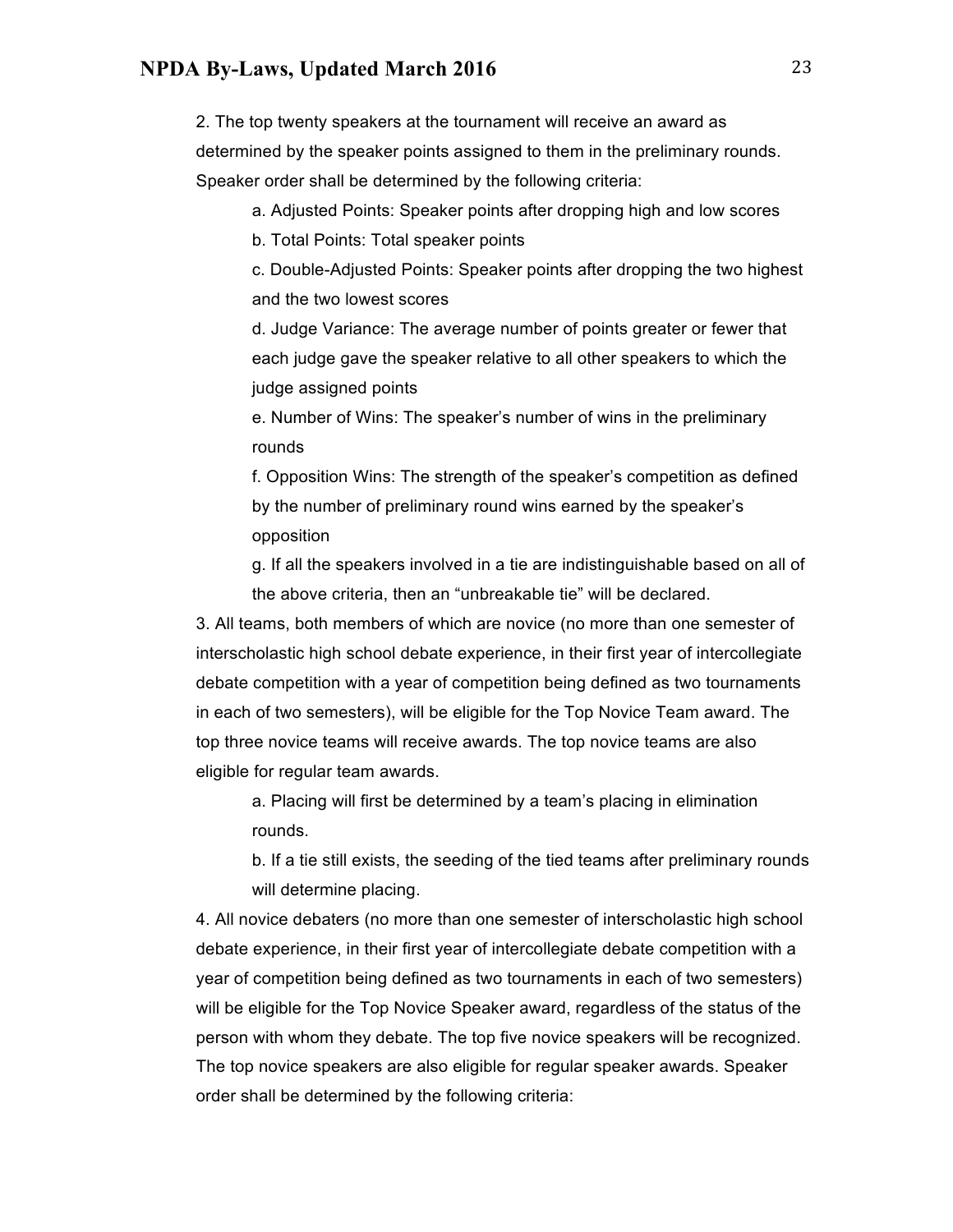2. The top twenty speakers at the tournament will receive an award as determined by the speaker points assigned to them in the preliminary rounds. Speaker order shall be determined by the following criteria:

   a. Adjusted Points: Speaker points after dropping high and low scores

   b. Total Points: Total speaker points

   c. Double-Adjusted Points: Speaker points after dropping the two highest and the two lowest scores

   d. Judge Variance: The average number of points greater or fewer that each judge gave the speaker relative to all other speakers to which the judge assigned points

   e. Number of Wins: The speaker's number of wins in the preliminary rounds

   f. Opposition Wins: The strength of the speaker's competition as defined by the number of preliminary round wins earned by the speaker's opposition

   g. If all the speakers involved in a tie are indistinguishable based on all of the above criteria, then an "unbreakable tie" will be declared.

3. All teams, both members of which are novice (no more than one semester of interscholastic high school debate experience, in their first year of intercollegiate debate competition with a year of competition being defined as two tournaments in each of two semesters), will be eligible for the Top Novice Team award. The top three novice teams will receive awards. The top novice teams are also eligible for regular team awards.

   a. Placing will first be determined by a team's placing in elimination rounds.

   b. If a tie still exists, the seeding of the tied teams after preliminary rounds will determine placing.

4. All novice debaters (no more than one semester of interscholastic high school debate experience, in their first year of intercollegiate debate competition with a year of competition being defined as two tournaments in each of two semesters) will be eligible for the Top Novice Speaker award, regardless of the status of the person with whom they debate. The top five novice speakers will be recognized. The top novice speakers are also eligible for regular speaker awards. Speaker order shall be determined by the following criteria: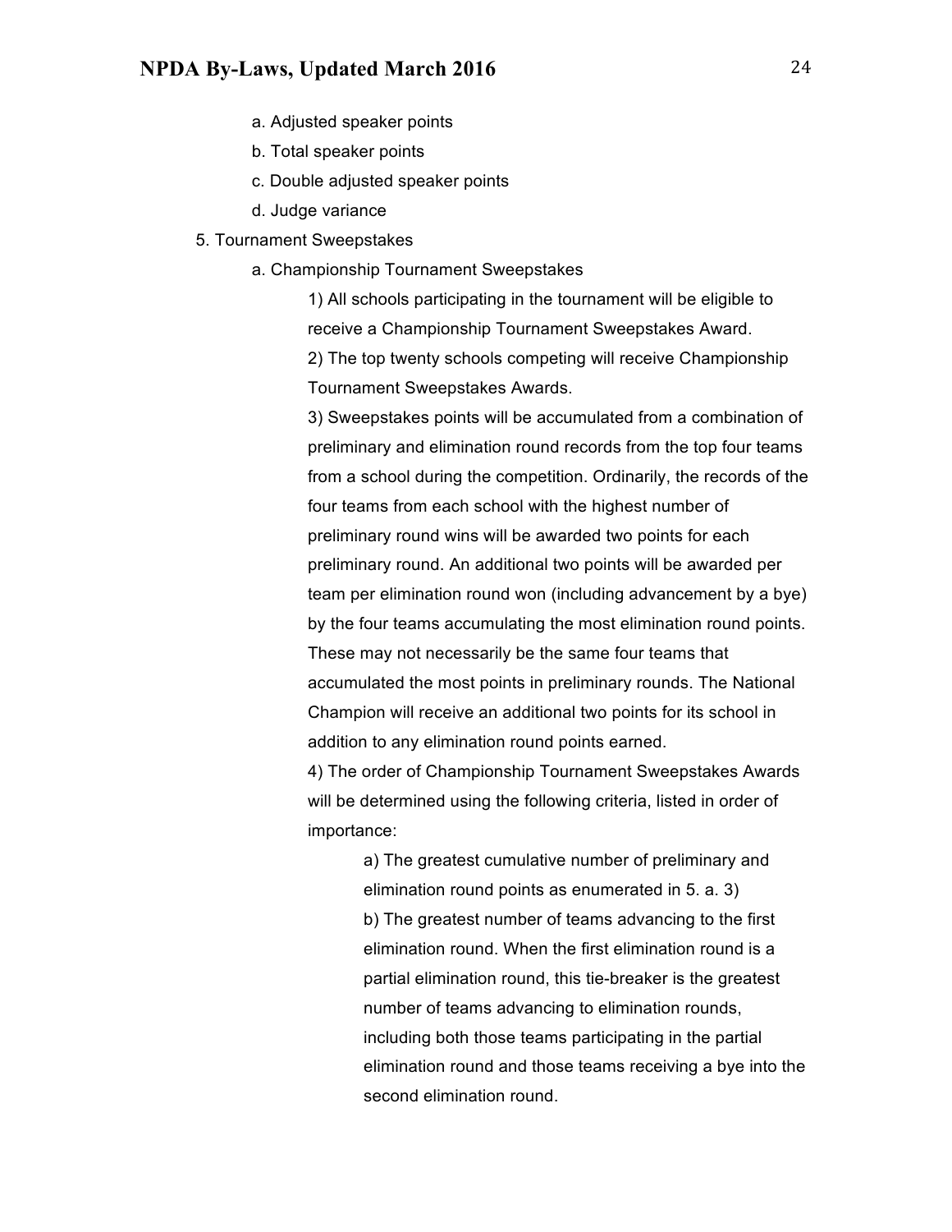a. Adjusted speaker points
b. Total speaker points
c. Double adjusted speaker points
d. Judge variance

5. Tournament Sweepstakes

a. Championship Tournament Sweepstakes

1) All schools participating in the tournament will be eligible to receive a Championship Tournament Sweepstakes Award.

2) The top twenty schools competing will receive Championship Tournament Sweepstakes Awards.

3) Sweepstakes points will be accumulated from a combination of preliminary and elimination round records from the top four teams from a school during the competition. Ordinarily, the records of the four teams from each school with the highest number of preliminary round wins will be awarded two points for each preliminary round. An additional two points will be awarded per team per elimination round won (including advancement by a bye) by the four teams accumulating the most elimination round points. These may not necessarily be the same four teams that accumulated the most points in preliminary rounds. The National Champion will receive an additional two points for its school in addition to any elimination round points earned.

4) The order of Championship Tournament Sweepstakes Awards will be determined using the following criteria, listed in order of importance:

a) The greatest cumulative number of preliminary and elimination round points as enumerated in 5. a. 3)

b) The greatest number of teams advancing to the first elimination round. When the first elimination round is a partial elimination round, this tie-breaker is the greatest number of teams advancing to elimination rounds, including both those teams participating in the partial elimination round and those teams receiving a bye into the second elimination round.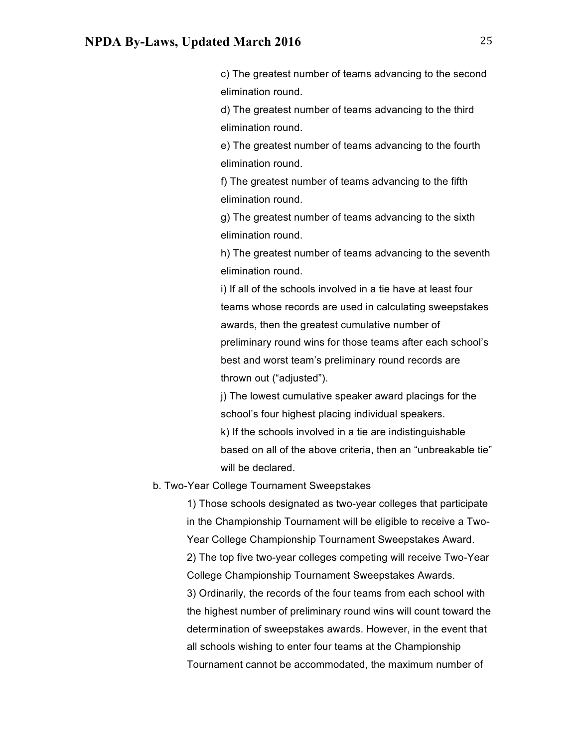c) The greatest number of teams advancing to the second elimination round.

d) The greatest number of teams advancing to the third elimination round.

e) The greatest number of teams advancing to the fourth elimination round.

f) The greatest number of teams advancing to the fifth elimination round.

g) The greatest number of teams advancing to the sixth elimination round.

h) The greatest number of teams advancing to the seventh elimination round.

i) If all of the schools involved in a tie have at least four teams whose records are used in calculating sweepstakes awards, then the greatest cumulative number of preliminary round wins for those teams after each school's best and worst team's preliminary round records are thrown out ("adjusted").

j) The lowest cumulative speaker award placings for the school's four highest placing individual speakers.

k) If the schools involved in a tie are indistinguishable based on all of the above criteria, then an "unbreakable tie" will be declared.

b. Two-Year College Tournament Sweepstakes

1) Those schools designated as two-year colleges that participate in the Championship Tournament will be eligible to receive a Two-Year College Championship Tournament Sweepstakes Award.

2) The top five two-year colleges competing will receive Two-Year College Championship Tournament Sweepstakes Awards.

3) Ordinarily, the records of the four teams from each school with the highest number of preliminary round wins will count toward the determination of sweepstakes awards. However, in the event that all schools wishing to enter four teams at the Championship Tournament cannot be accommodated, the maximum number of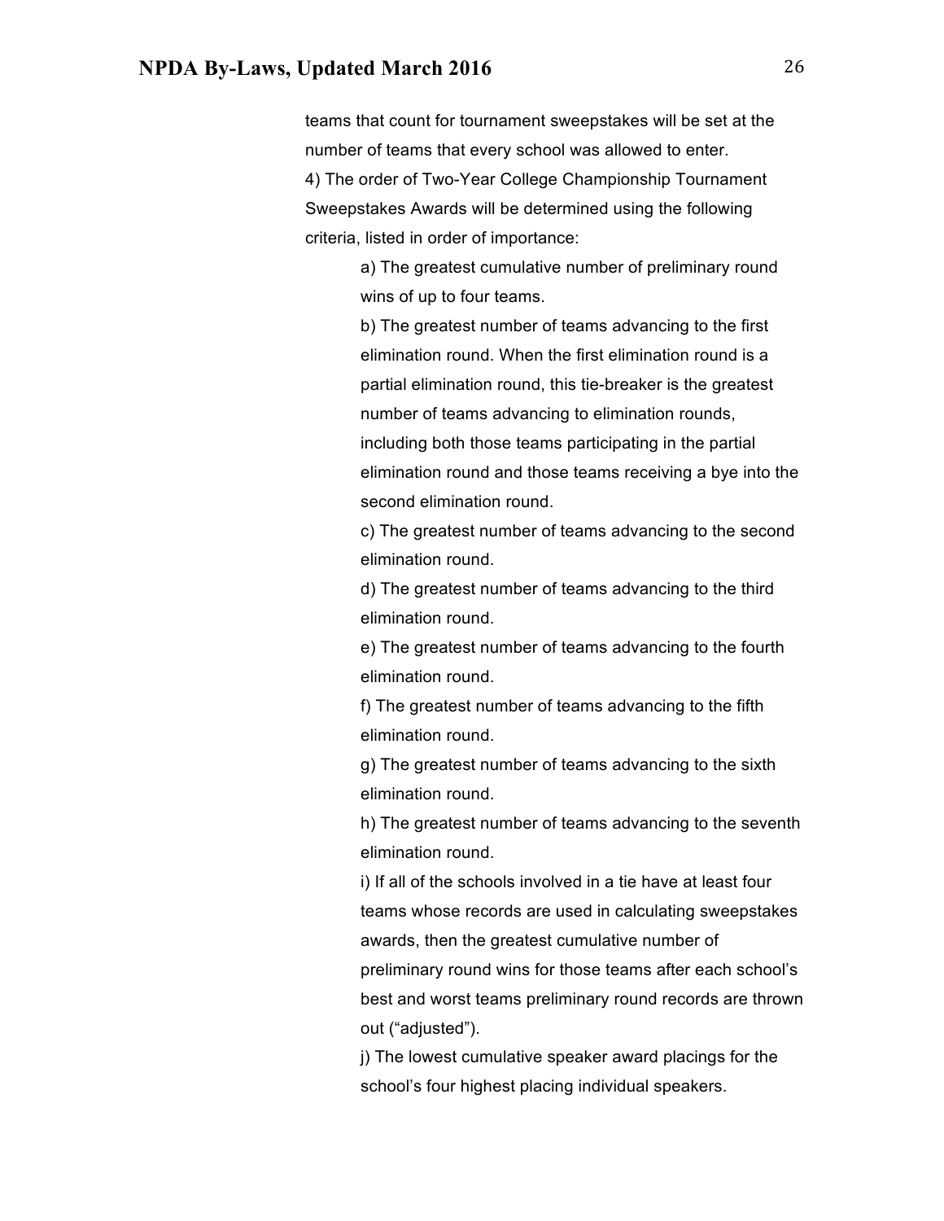teams that count for tournament sweepstakes will be set at the number of teams that every school was allowed to enter.

4) The order of Two-Year College Championship Tournament Sweepstakes Awards will be determined using the following criteria, listed in order of importance:

a) The greatest cumulative number of preliminary round wins of up to four teams.

b) The greatest number of teams advancing to the first elimination round. When the first elimination round is a partial elimination round, this tie-breaker is the greatest number of teams advancing to elimination rounds, including both those teams participating in the partial elimination round and those teams receiving a bye into the second elimination round.

c) The greatest number of teams advancing to the second elimination round.

d) The greatest number of teams advancing to the third elimination round.

e) The greatest number of teams advancing to the fourth elimination round.

f) The greatest number of teams advancing to the fifth elimination round.

g) The greatest number of teams advancing to the sixth elimination round.

h) The greatest number of teams advancing to the seventh elimination round.

i) If all of the schools involved in a tie have at least four teams whose records are used in calculating sweepstakes awards, then the greatest cumulative number of preliminary round wins for those teams after each school's best and worst teams preliminary round records are thrown out ("adjusted").

j) The lowest cumulative speaker award placings for the school's four highest placing individual speakers.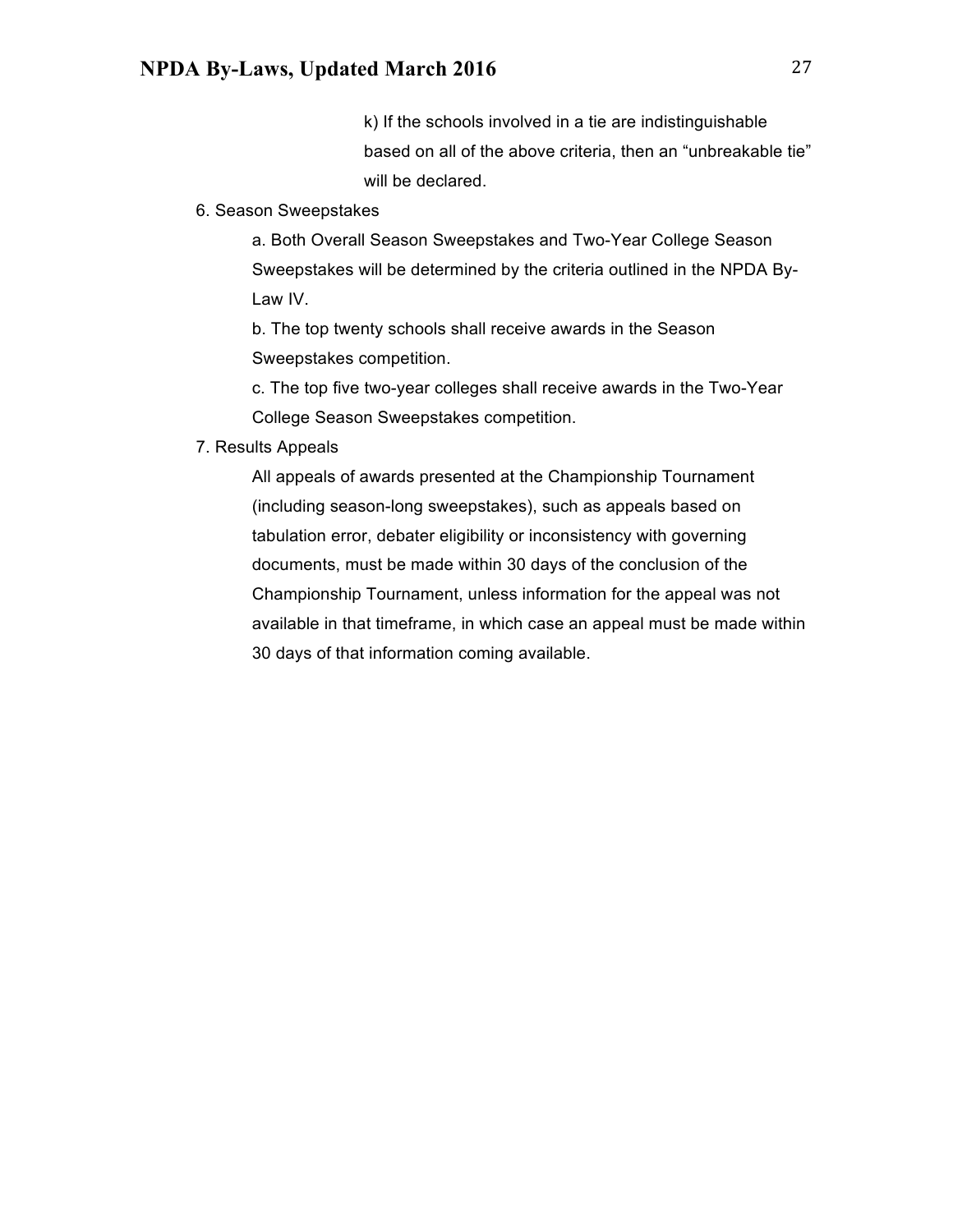k) If the schools involved in a tie are indistinguishable based on all of the above criteria, then an "unbreakable tie" will be declared.

6. Season Sweepstakes

   a. Both Overall Season Sweepstakes and Two-Year College Season Sweepstakes will be determined by the criteria outlined in the NPDA By-Law IV.

   b. The top twenty schools shall receive awards in the Season Sweepstakes competition.

   c. The top five two-year colleges shall receive awards in the Two-Year College Season Sweepstakes competition.

7. Results Appeals

   All appeals of awards presented at the Championship Tournament (including season-long sweepstakes), such as appeals based on tabulation error, debater eligibility or inconsistency with governing documents, must be made within 30 days of the conclusion of the Championship Tournament, unless information for the appeal was not available in that timeframe, in which case an appeal must be made within 30 days of that information coming available.